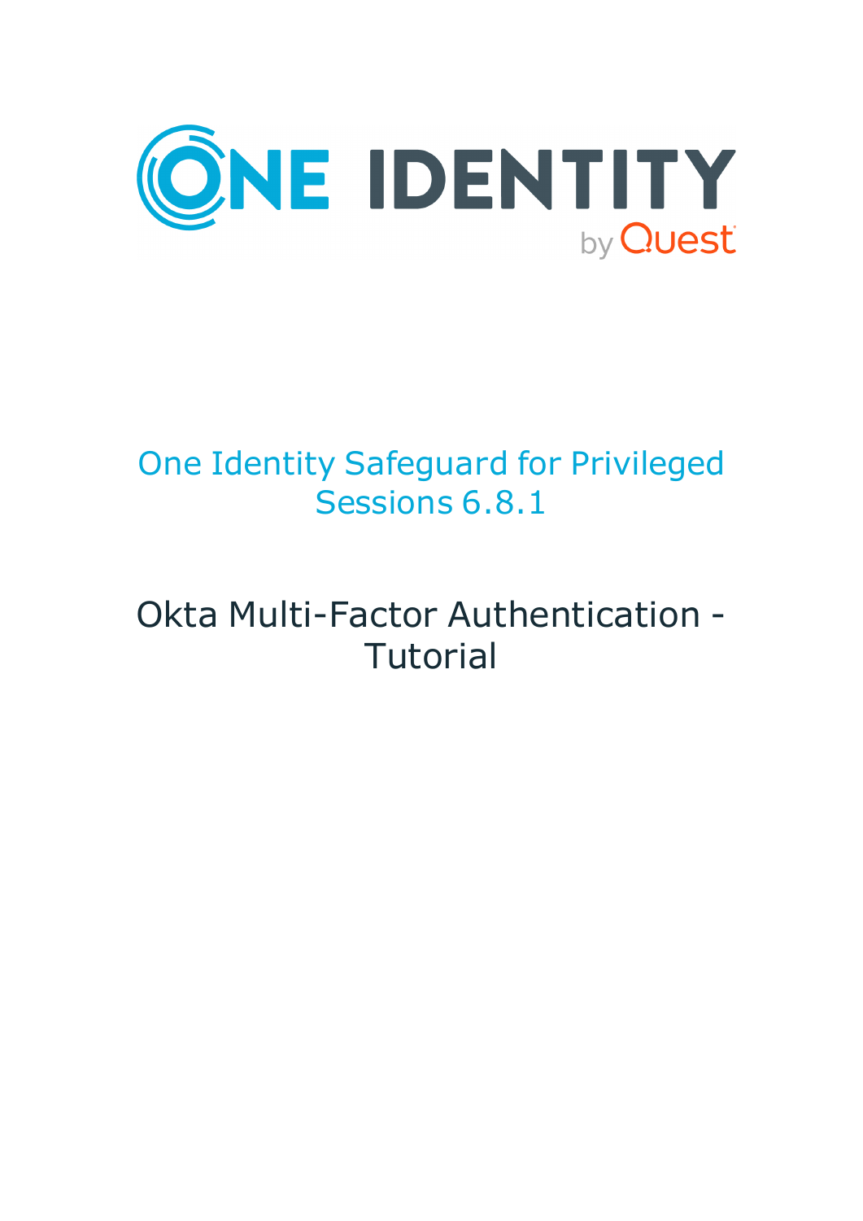ONE IDENTITY by Quest

# One Identity Safeguard for Privileged Sessions 6.8.1

## Okta Multi-Factor Authentication - Tutorial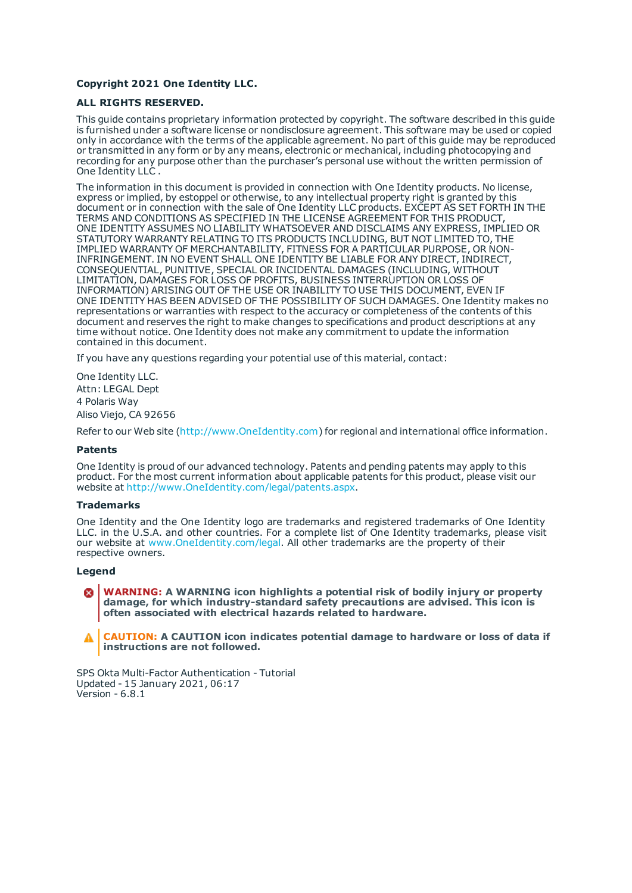**Copyright 2021 One Identity LLC.**

**ALL RIGHTS RESERVED.**

This guide contains proprietary information protected by copyright. The software described in this guide is furnished under a software license or nondisclosure agreement. This software may be used or copied only in accordance with the terms of the applicable agreement. No part of this guide may be reproduced or transmitted in any form or by any means, electronic or mechanical, including photocopying and recording for any purpose other than the purchaser's personal use without the written permission of One Identity LLC .

The information in this document is provided in connection with One Identity products. No license, express or implied, by estoppel or otherwise, to any intellectual property right is granted by this document or in connection with the sale of One Identity LLC products. EXCEPT AS SET FORTH IN THE TERMS AND CONDITIONS AS SPECIFIED IN THE LICENSE AGREEMENT FOR THIS PRODUCT, ONE IDENTITY ASSUMES NO LIABILITY WHATSOEVER AND DISCLAIMS ANY EXPRESS, IMPLIED OR STATUTORY WARRANTY RELATING TO ITS PRODUCTS INCLUDING, BUT NOT LIMITED TO, THE IMPLIED WARRANTY OF MERCHANTABILITY, FITNESS FOR A PARTICULAR PURPOSE, OR NON-INFRINGEMENT. IN NO EVENT SHALL ONE IDENTITY BE LIABLE FOR ANY DIRECT, INDIRECT, CONSEQUENTIAL, PUNITIVE, SPECIAL OR INCIDENTAL DAMAGES (INCLUDING, WITHOUT LIMITATION, DAMAGES FOR LOSS OF PROFITS, BUSINESS INTERRUPTION OR LOSS OF INFORMATION) ARISING OUT OF THE USE OR INABILITY TO USE THIS DOCUMENT, EVEN IF ONE IDENTITY HAS BEEN ADVISED OF THE POSSIBILITY OF SUCH DAMAGES. One Identity makes no representations or warranties with respect to the accuracy or completeness of the contents of this document and reserves the right to make changes to specifications and product descriptions at any time without notice. One Identity does not make any commitment to update the information contained in this document.

If you have any questions regarding your potential use of this material, contact:

One Identity LLC.
Attn: LEGAL Dept
4 Polaris Way
Aliso Viejo, CA 92656

Refer to our Web site (http://www.OneIdentity.com) for regional and international office information.

### Patents

One Identity is proud of our advanced technology. Patents and pending patents may apply to this product. For the most current information about applicable patents for this product, please visit our website at http://www.OneIdentity.com/legal/patents.aspx.

### Trademarks

One Identity and the One Identity logo are trademarks and registered trademarks of One Identity LLC. in the U.S.A. and other countries. For a complete list of One Identity trademarks, please visit our website at www.OneIdentity.com/legal. All other trademarks are the property of their respective owners.

### Legend

**WARNING: A WARNING icon highlights a potential risk of bodily injury or property damage, for which industry-standard safety precautions are advised. This icon is often associated with electrical hazards related to hardware.**

**CAUTION: A CAUTION icon indicates potential damage to hardware or loss of data if instructions are not followed.**

SPS Okta Multi-Factor Authentication - Tutorial
Updated - 15 January 2021, 06:17
Version - 6.8.1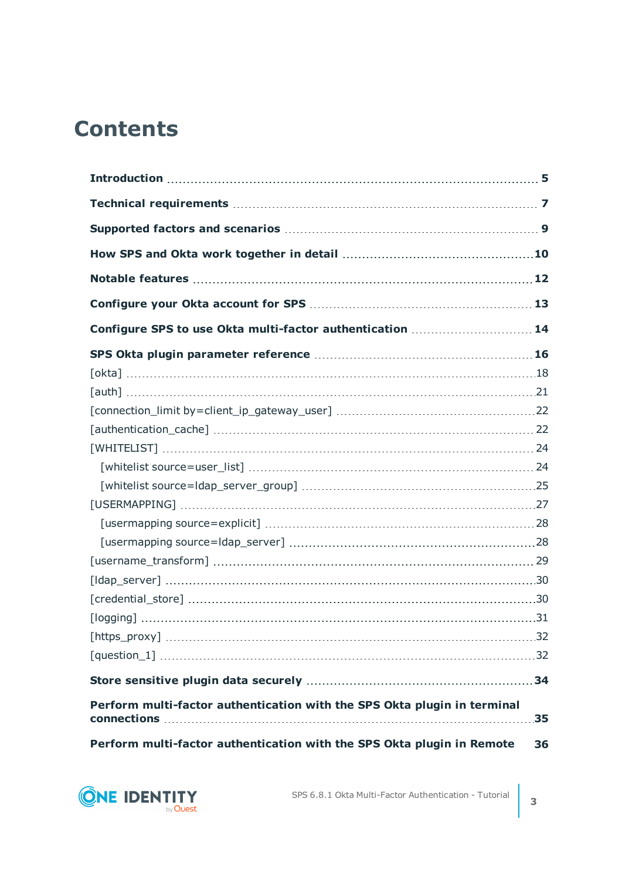# Contents

**Introduction** 5

**Technical requirements** 7

**Supported factors and scenarios** 9

**How SPS and Okta work together in detail** 10

**Notable features** 12

**Configure your Okta account for SPS** 13

**Configure SPS to use Okta multi-factor authentication** 14

**SPS Okta plugin parameter reference** 16

- [okta] 18
- [auth] 21
- [connection_limit by=client_ip_gateway_user] 22
- [authentication_cache] 22
- [WHITELIST] 24
  - [whitelist source=user_list] 24
  - [whitelist source=ldap_server_group] 25
- [USERMAPPING] 27
  - [usermapping source=explicit] 28
  - [usermapping source=ldap_server] 28
- [username_transform] 29
- [ldap_server] 30
- [credential_store] 30
- [logging] 31
- [https_proxy] 32
- [question_1] 32

**Store sensitive plugin data securely** 34

**Perform multi-factor authentication with the SPS Okta plugin in terminal connections** 35

**Perform multi-factor authentication with the SPS Okta plugin in Remote** 36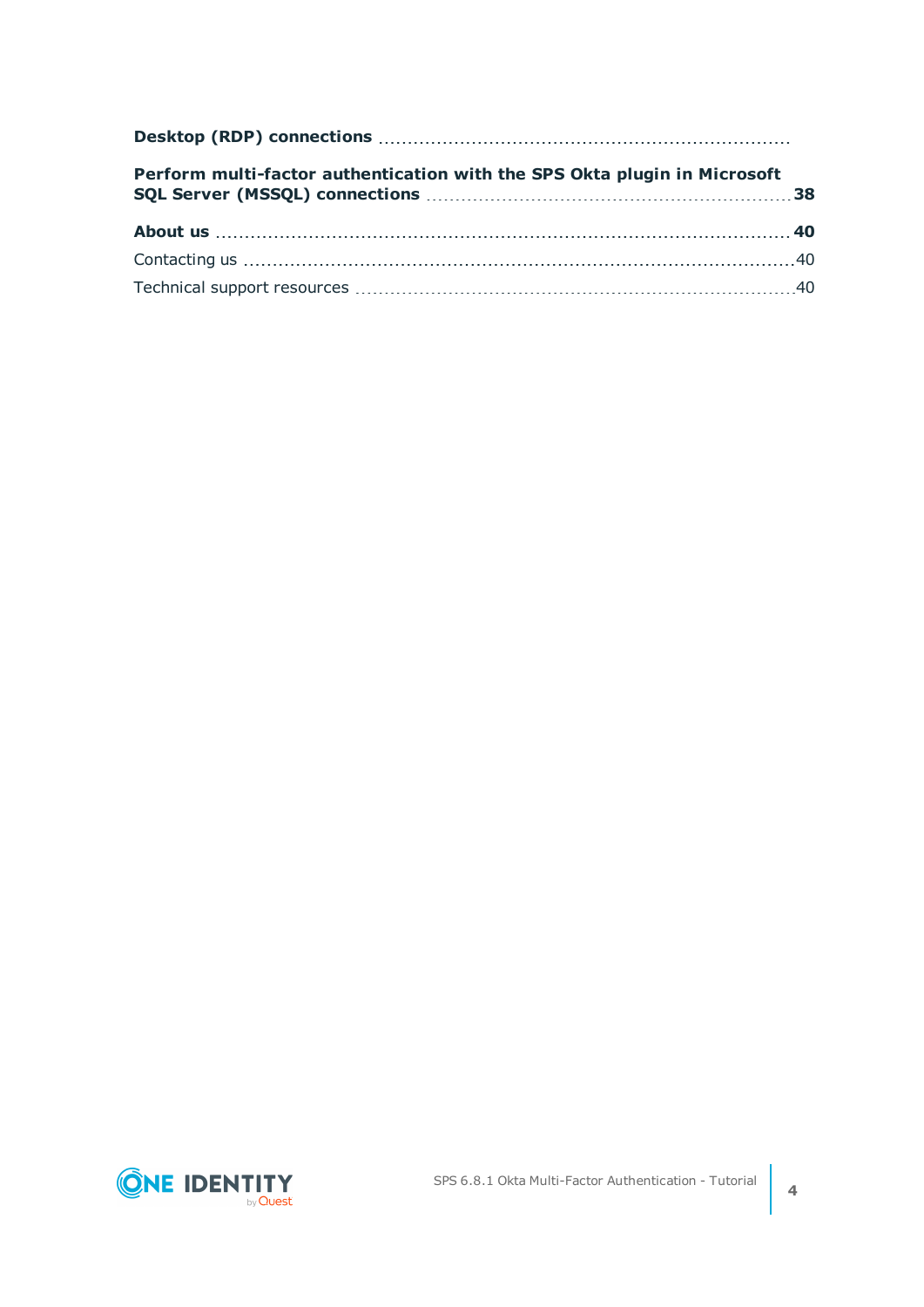**Desktop (RDP) connections**

**Perform multi-factor authentication with the SPS Okta plugin in Microsoft SQL Server (MSSQL) connections** **38**

**About us** **40**

Contacting us 40

Technical support resources 40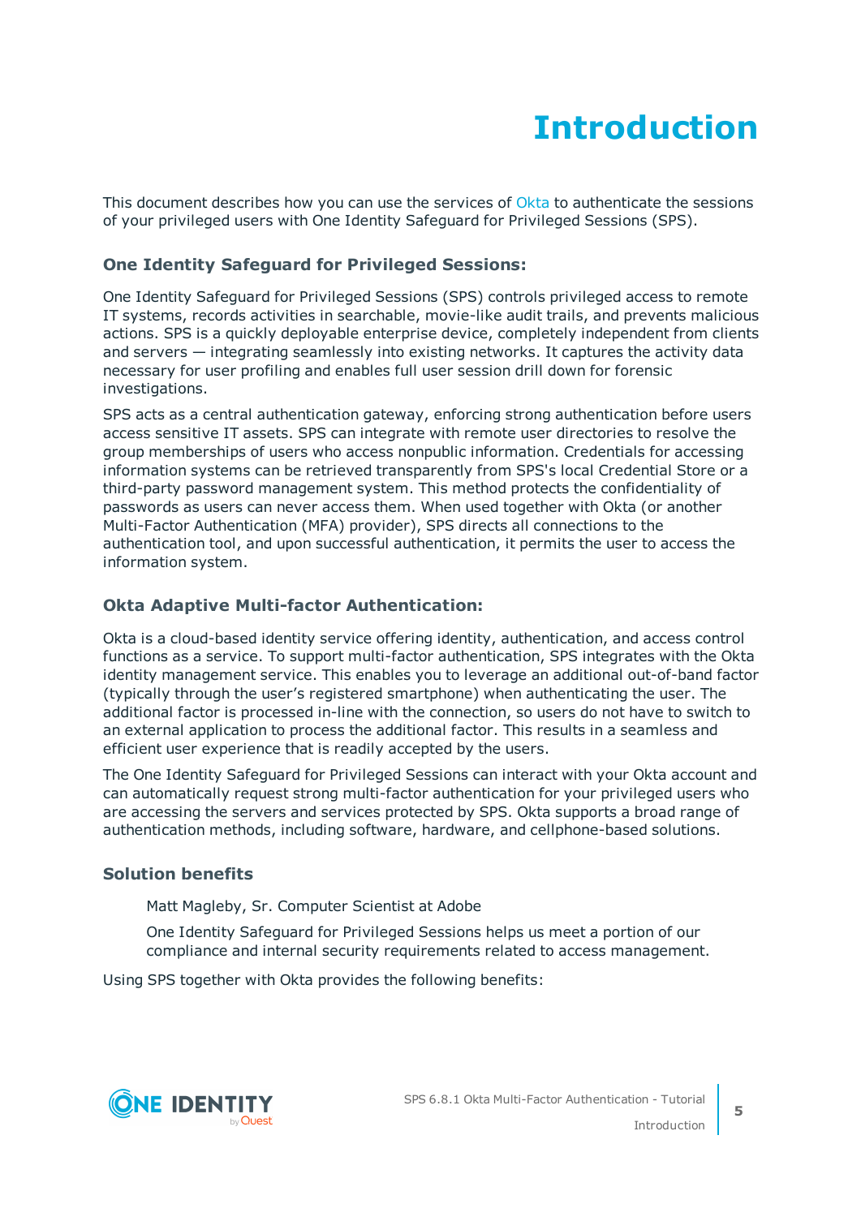# Introduction

This document describes how you can use the services of Okta to authenticate the sessions of your privileged users with One Identity Safeguard for Privileged Sessions (SPS).

### One Identity Safeguard for Privileged Sessions:

One Identity Safeguard for Privileged Sessions (SPS) controls privileged access to remote IT systems, records activities in searchable, movie-like audit trails, and prevents malicious actions. SPS is a quickly deployable enterprise device, completely independent from clients and servers — integrating seamlessly into existing networks. It captures the activity data necessary for user profiling and enables full user session drill down for forensic investigations.

SPS acts as a central authentication gateway, enforcing strong authentication before users access sensitive IT assets. SPS can integrate with remote user directories to resolve the group memberships of users who access nonpublic information. Credentials for accessing information systems can be retrieved transparently from SPS's local Credential Store or a third-party password management system. This method protects the confidentiality of passwords as users can never access them. When used together with Okta (or another Multi-Factor Authentication (MFA) provider), SPS directs all connections to the authentication tool, and upon successful authentication, it permits the user to access the information system.

### Okta Adaptive Multi-factor Authentication:

Okta is a cloud-based identity service offering identity, authentication, and access control functions as a service. To support multi-factor authentication, SPS integrates with the Okta identity management service. This enables you to leverage an additional out-of-band factor (typically through the user's registered smartphone) when authenticating the user. The additional factor is processed in-line with the connection, so users do not have to switch to an external application to process the additional factor. This results in a seamless and efficient user experience that is readily accepted by the users.

The One Identity Safeguard for Privileged Sessions can interact with your Okta account and can automatically request strong multi-factor authentication for your privileged users who are accessing the servers and services protected by SPS. Okta supports a broad range of authentication methods, including software, hardware, and cellphone-based solutions.

### Solution benefits

> Matt Magleby, Sr. Computer Scientist at Adobe
>
> One Identity Safeguard for Privileged Sessions helps us meet a portion of our compliance and internal security requirements related to access management.

Using SPS together with Okta provides the following benefits: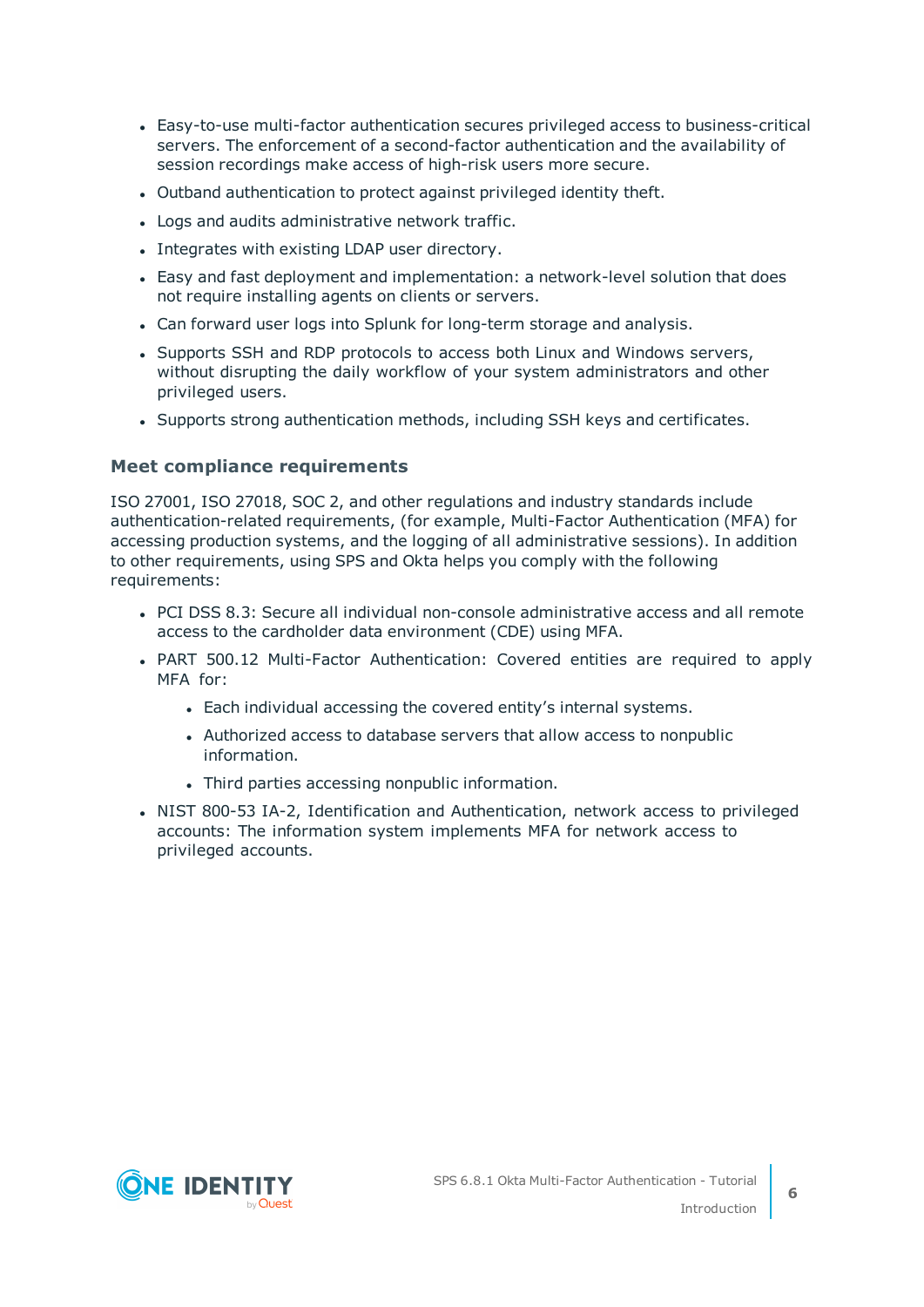- Easy-to-use multi-factor authentication secures privileged access to business-critical servers. The enforcement of a second-factor authentication and the availability of session recordings make access of high-risk users more secure.
- Outband authentication to protect against privileged identity theft.
- Logs and audits administrative network traffic.
- Integrates with existing LDAP user directory.
- Easy and fast deployment and implementation: a network-level solution that does not require installing agents on clients or servers.
- Can forward user logs into Splunk for long-term storage and analysis.
- Supports SSH and RDP protocols to access both Linux and Windows servers, without disrupting the daily workflow of your system administrators and other privileged users.
- Supports strong authentication methods, including SSH keys and certificates.

### Meet compliance requirements

ISO 27001, ISO 27018, SOC 2, and other regulations and industry standards include authentication-related requirements, (for example, Multi-Factor Authentication (MFA) for accessing production systems, and the logging of all administrative sessions). In addition to other requirements, using SPS and Okta helps you comply with the following requirements:

- PCI DSS 8.3: Secure all individual non-console administrative access and all remote access to the cardholder data environment (CDE) using MFA.
- PART 500.12 Multi-Factor Authentication: Covered entities are required to apply MFA for:
  - Each individual accessing the covered entity’s internal systems.
  - Authorized access to database servers that allow access to nonpublic information.
  - Third parties accessing nonpublic information.
- NIST 800-53 IA-2, Identification and Authentication, network access to privileged accounts: The information system implements MFA for network access to privileged accounts.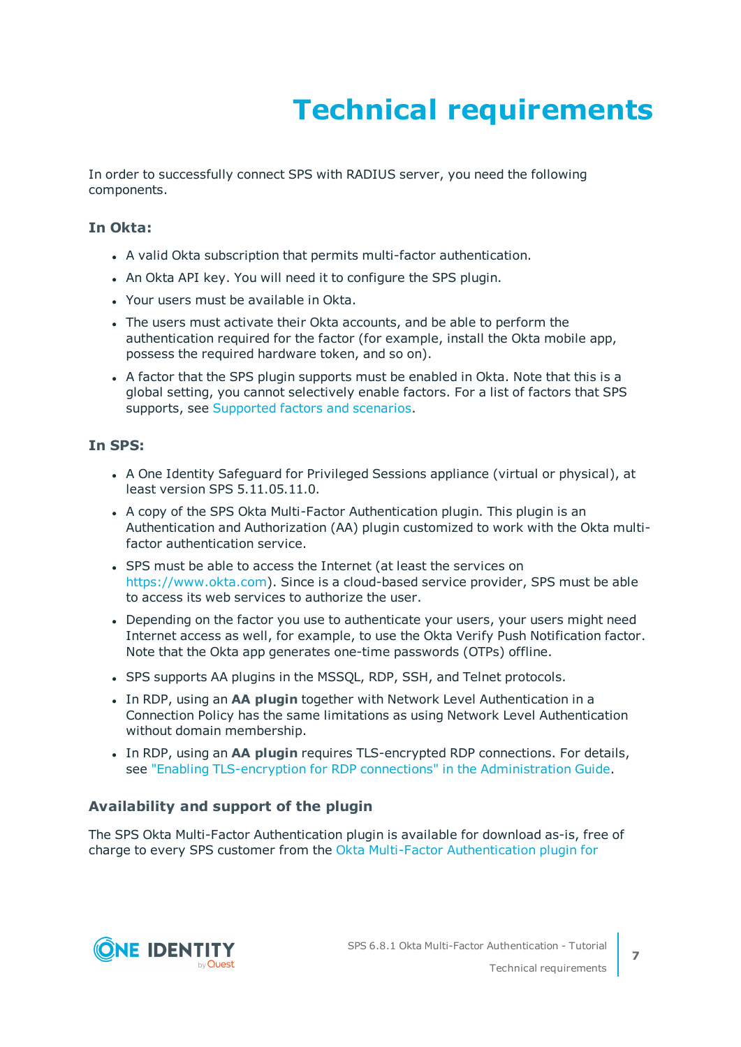# Technical requirements

In order to successfully connect SPS with RADIUS server, you need the following components.

### In Okta:

- A valid Okta subscription that permits multi-factor authentication.
- An Okta API key. You will need it to configure the SPS plugin.
- Your users must be available in Okta.
- The users must activate their Okta accounts, and be able to perform the authentication required for the factor (for example, install the Okta mobile app, possess the required hardware token, and so on).
- A factor that the SPS plugin supports must be enabled in Okta. Note that this is a global setting, you cannot selectively enable factors. For a list of factors that SPS supports, see Supported factors and scenarios.

### In SPS:

- A One Identity Safeguard for Privileged Sessions appliance (virtual or physical), at least version SPS 5.11.05.11.0.
- A copy of the SPS Okta Multi-Factor Authentication plugin. This plugin is an Authentication and Authorization (AA) plugin customized to work with the Okta multi-factor authentication service.
- SPS must be able to access the Internet (at least the services on https://www.okta.com). Since is a cloud-based service provider, SPS must be able to access its web services to authorize the user.
- Depending on the factor you use to authenticate your users, your users might need Internet access as well, for example, to use the Okta Verify Push Notification factor. Note that the Okta app generates one-time passwords (OTPs) offline.
- SPS supports AA plugins in the MSSQL, RDP, SSH, and Telnet protocols.
- In RDP, using an **AA plugin** together with Network Level Authentication in a Connection Policy has the same limitations as using Network Level Authentication without domain membership.
- In RDP, using an **AA plugin** requires TLS-encrypted RDP connections. For details, see "Enabling TLS-encryption for RDP connections" in the Administration Guide.

### Availability and support of the plugin

The SPS Okta Multi-Factor Authentication plugin is available for download as-is, free of charge to every SPS customer from the Okta Multi-Factor Authentication plugin for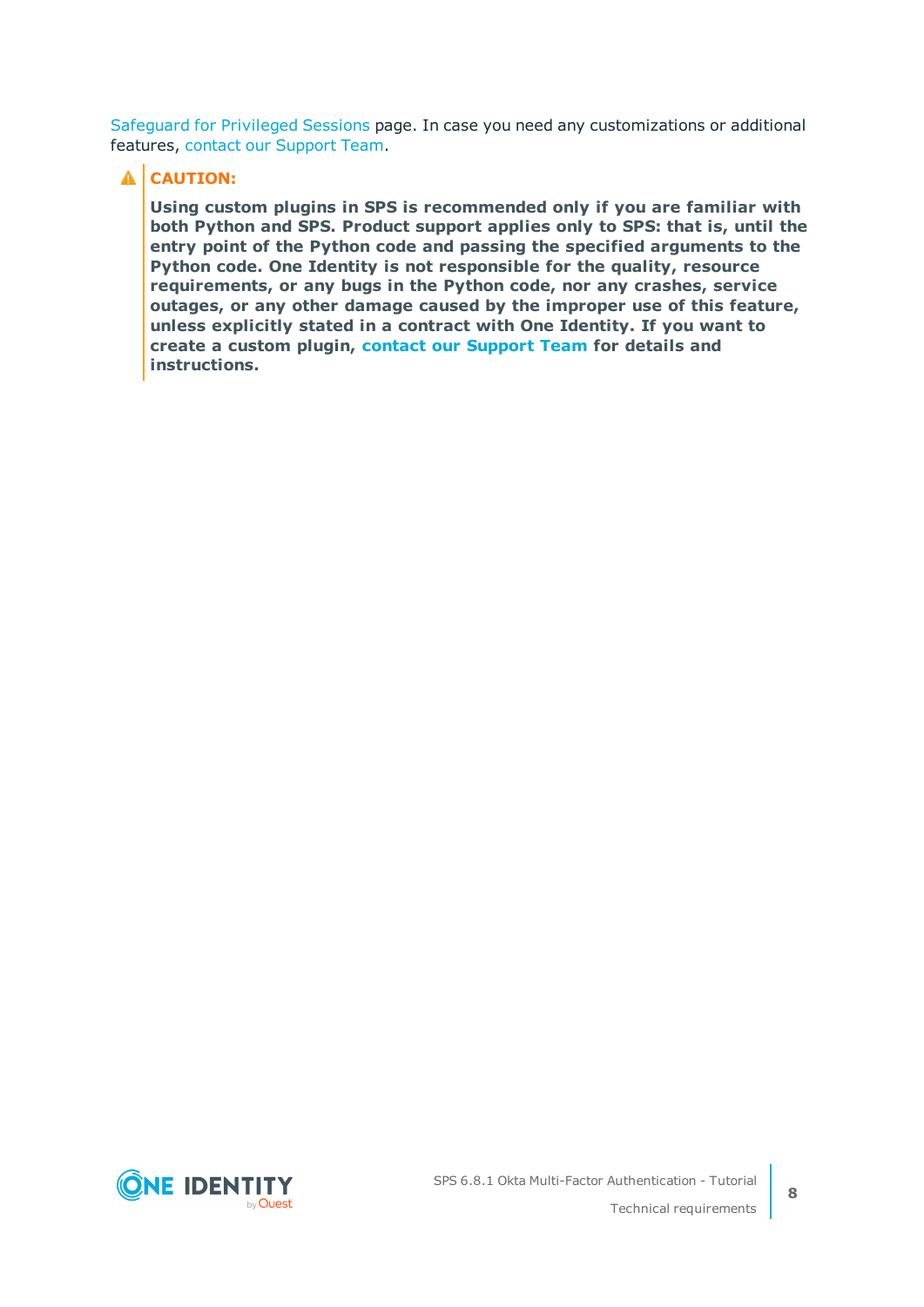Safeguard for Privileged Sessions page. In case you need any customizations or additional features, contact our Support Team.

> **CAUTION:**
>
> **Using custom plugins in SPS is recommended only if you are familiar with both Python and SPS. Product support applies only to SPS: that is, until the entry point of the Python code and passing the specified arguments to the Python code. One Identity is not responsible for the quality, resource requirements, or any bugs in the Python code, nor any crashes, service outages, or any other damage caused by the improper use of this feature, unless explicitly stated in a contract with One Identity. If you want to create a custom plugin, contact our Support Team for details and instructions.**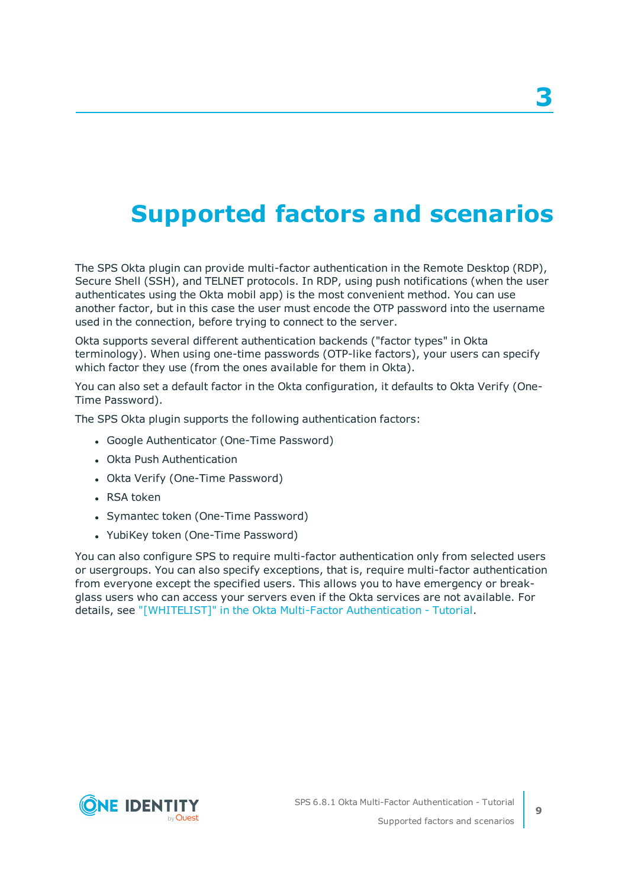# 3 Supported factors and scenarios

The SPS Okta plugin can provide multi-factor authentication in the Remote Desktop (RDP), Secure Shell (SSH), and TELNET protocols. In RDP, using push notifications (when the user authenticates using the Okta mobil app) is the most convenient method. You can use another factor, but in this case the user must encode the OTP password into the username used in the connection, before trying to connect to the server.

Okta supports several different authentication backends ("factor types" in Okta terminology). When using one-time passwords (OTP-like factors), your users can specify which factor they use (from the ones available for them in Okta).

You can also set a default factor in the Okta configuration, it defaults to Okta Verify (One-Time Password).

The SPS Okta plugin supports the following authentication factors:

- Google Authenticator (One-Time Password)
- Okta Push Authentication
- Okta Verify (One-Time Password)
- RSA token
- Symantec token (One-Time Password)
- YubiKey token (One-Time Password)

You can also configure SPS to require multi-factor authentication only from selected users or usergroups. You can also specify exceptions, that is, require multi-factor authentication from everyone except the specified users. This allows you to have emergency or break-glass users who can access your servers even if the Okta services are not available. For details, see "[WHITELIST]" in the Okta Multi-Factor Authentication - Tutorial.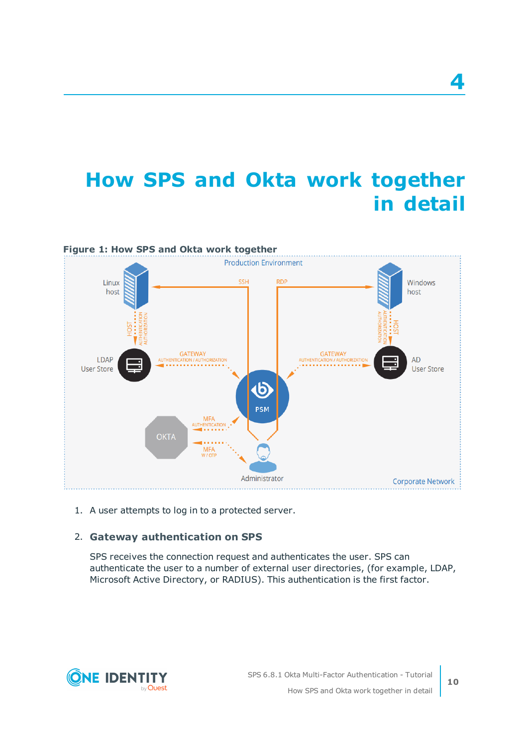# 4

# How SPS and Okta work together in detail

**Figure 1: How SPS and Okta work together**

1. A user attempts to log in to a protected server.

2. **Gateway authentication on SPS**

   SPS receives the connection request and authenticates the user. SPS can authenticate the user to a number of external user directories, (for example, LDAP, Microsoft Active Directory, or RADIUS). This authentication is the first factor.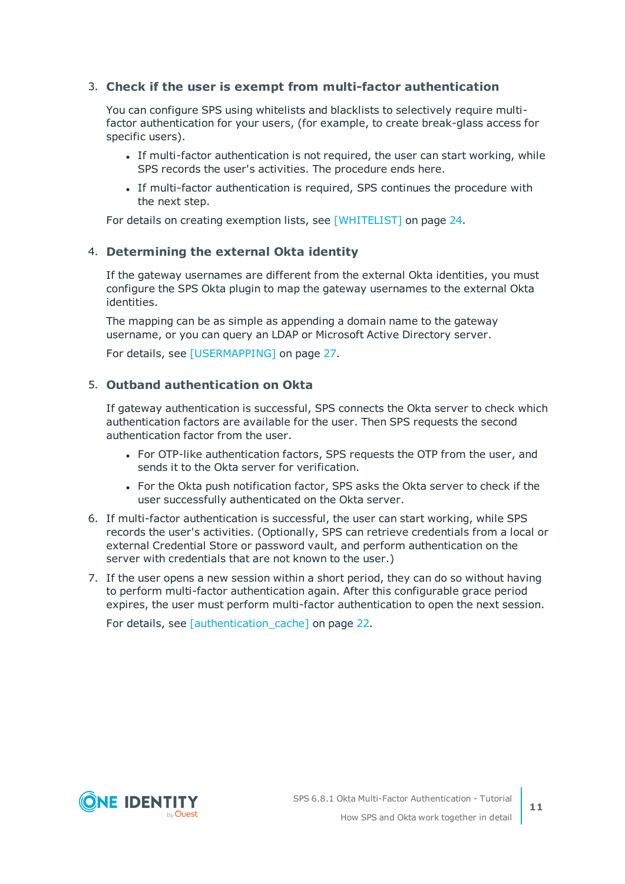3. **Check if the user is exempt from multi-factor authentication**

   You can configure SPS using whitelists and blacklists to selectively require multi-factor authentication for your users, (for example, to create break-glass access for specific users).

   - If multi-factor authentication is not required, the user can start working, while SPS records the user's activities. The procedure ends here.
   - If multi-factor authentication is required, SPS continues the procedure with the next step.

   For details on creating exemption lists, see [WHITELIST] on page 24.

4. **Determining the external Okta identity**

   If the gateway usernames are different from the external Okta identities, you must configure the SPS Okta plugin to map the gateway usernames to the external Okta identities.

   The mapping can be as simple as appending a domain name to the gateway username, or you can query an LDAP or Microsoft Active Directory server.

   For details, see [USERMAPPING] on page 27.

5. **Outband authentication on Okta**

   If gateway authentication is successful, SPS connects the Okta server to check which authentication factors are available for the user. Then SPS requests the second authentication factor from the user.

   - For OTP-like authentication factors, SPS requests the OTP from the user, and sends it to the Okta server for verification.
   - For the Okta push notification factor, SPS asks the Okta server to check if the user successfully authenticated on the Okta server.

6. If multi-factor authentication is successful, the user can start working, while SPS records the user's activities. (Optionally, SPS can retrieve credentials from a local or external Credential Store or password vault, and perform authentication on the server with credentials that are not known to the user.)

7. If the user opens a new session within a short period, they can do so without having to perform multi-factor authentication again. After this configurable grace period expires, the user must perform multi-factor authentication to open the next session.

   For details, see [authentication_cache] on page 22.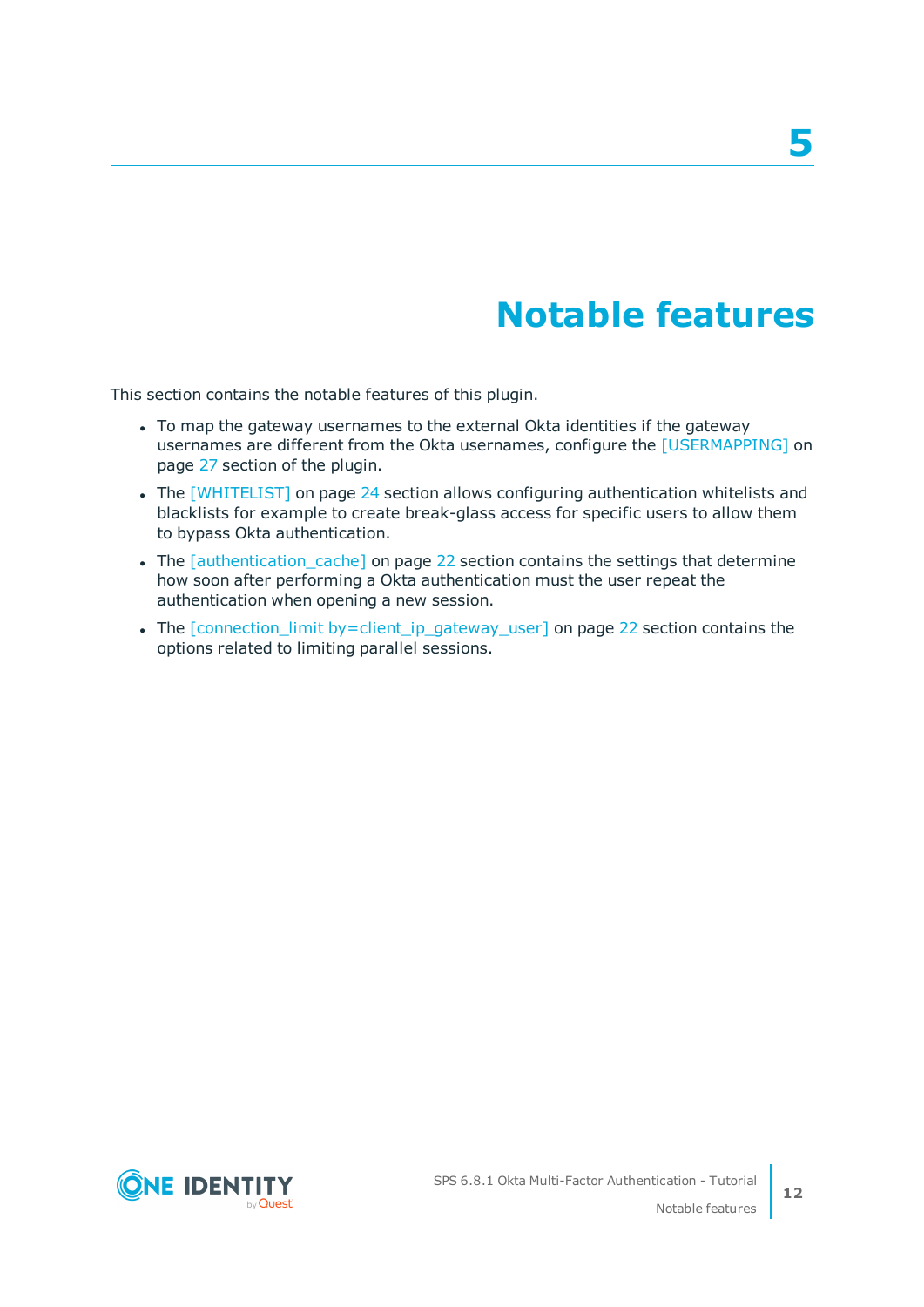# 5 Notable features

This section contains the notable features of this plugin.

- To map the gateway usernames to the external Okta identities if the gateway usernames are different from the Okta usernames, configure the [USERMAPPING] on page 27 section of the plugin.
- The [WHITELIST] on page 24 section allows configuring authentication whitelists and blacklists for example to create break-glass access for specific users to allow them to bypass Okta authentication.
- The [authentication_cache] on page 22 section contains the settings that determine how soon after performing a Okta authentication must the user repeat the authentication when opening a new session.
- The [connection_limit by=client_ip_gateway_user] on page 22 section contains the options related to limiting parallel sessions.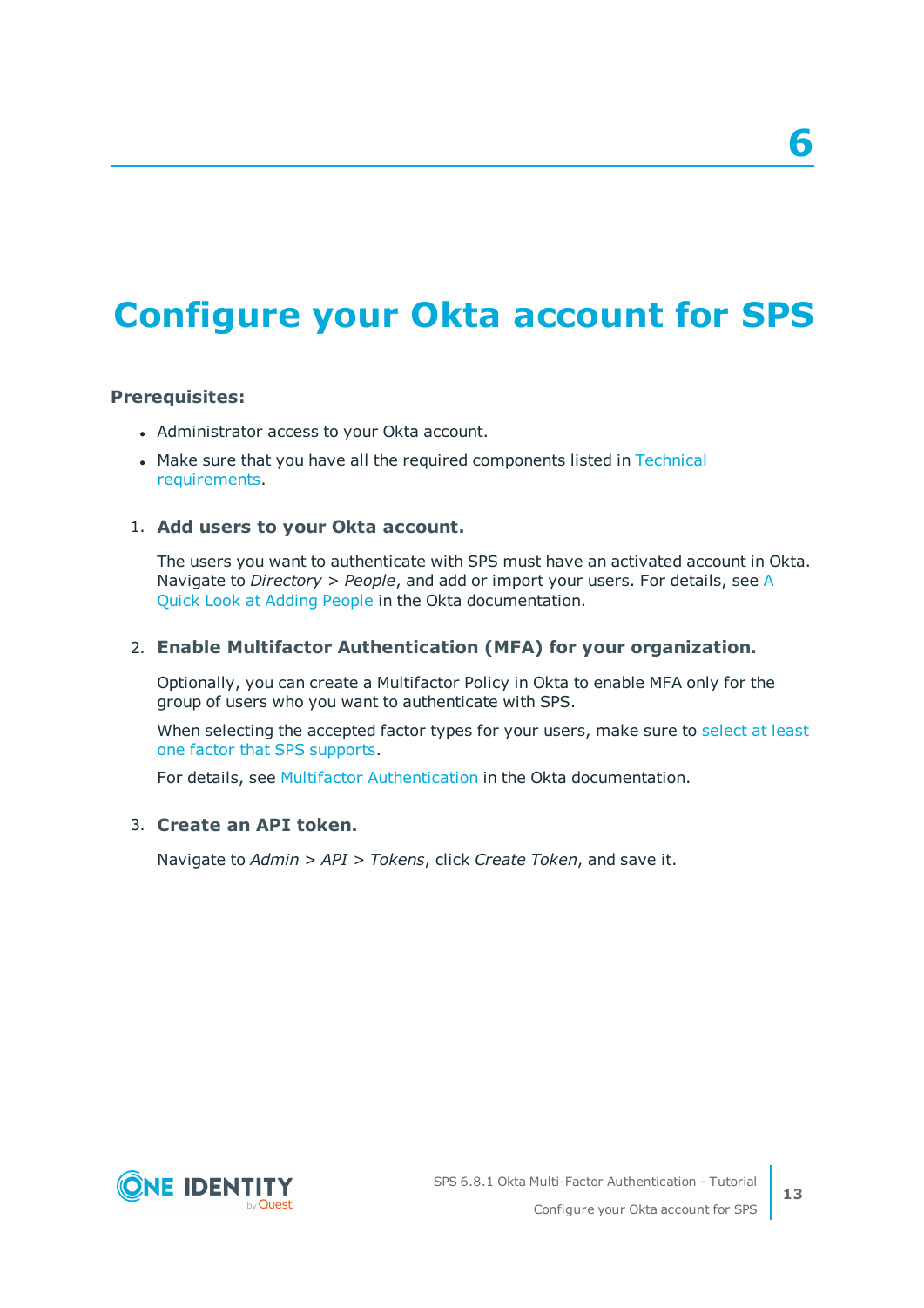# 6

# Configure your Okta account for SPS

**Prerequisites:**

- Administrator access to your Okta account.
- Make sure that you have all the required components listed in Technical requirements.

1. **Add users to your Okta account.**

   The users you want to authenticate with SPS must have an activated account in Okta. Navigate to *Directory* > *People*, and add or import your users. For details, see A Quick Look at Adding People in the Okta documentation.

2. **Enable Multifactor Authentication (MFA) for your organization.**

   Optionally, you can create a Multifactor Policy in Okta to enable MFA only for the group of users who you want to authenticate with SPS.

   When selecting the accepted factor types for your users, make sure to select at least one factor that SPS supports.

   For details, see Multifactor Authentication in the Okta documentation.

3. **Create an API token.**

   Navigate to *Admin* > *API* > *Tokens*, click *Create Token*, and save it.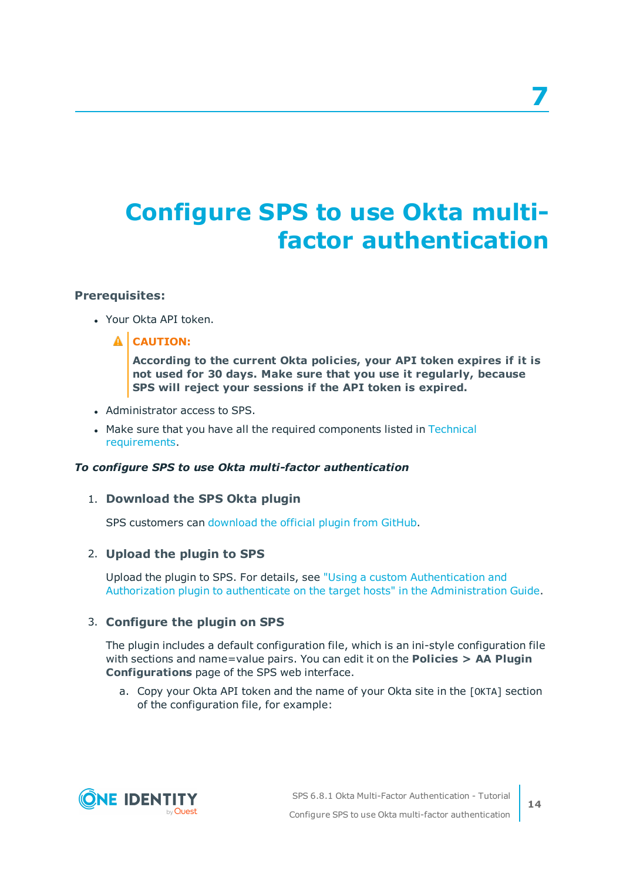# 7 Configure SPS to use Okta multi-factor authentication

**Prerequisites:**

- Your Okta API token.

  > **CAUTION:**
  >
  > **According to the current Okta policies, your API token expires if it is not used for 30 days. Make sure that you use it regularly, because SPS will reject your sessions if the API token is expired.**

- Administrator access to SPS.
- Make sure that you have all the required components listed in Technical requirements.

***To configure SPS to use Okta multi-factor authentication***

1. **Download the SPS Okta plugin**

   SPS customers can download the official plugin from GitHub.

2. **Upload the plugin to SPS**

   Upload the plugin to SPS. For details, see "Using a custom Authentication and Authorization plugin to authenticate on the target hosts" in the Administration Guide.

3. **Configure the plugin on SPS**

   The plugin includes a default configuration file, which is an ini-style configuration file with sections and name=value pairs. You can edit it on the **Policies > AA Plugin Configurations** page of the SPS web interface.

   a. Copy your Okta API token and the name of your Okta site in the `[OKTA]` section of the configuration file, for example: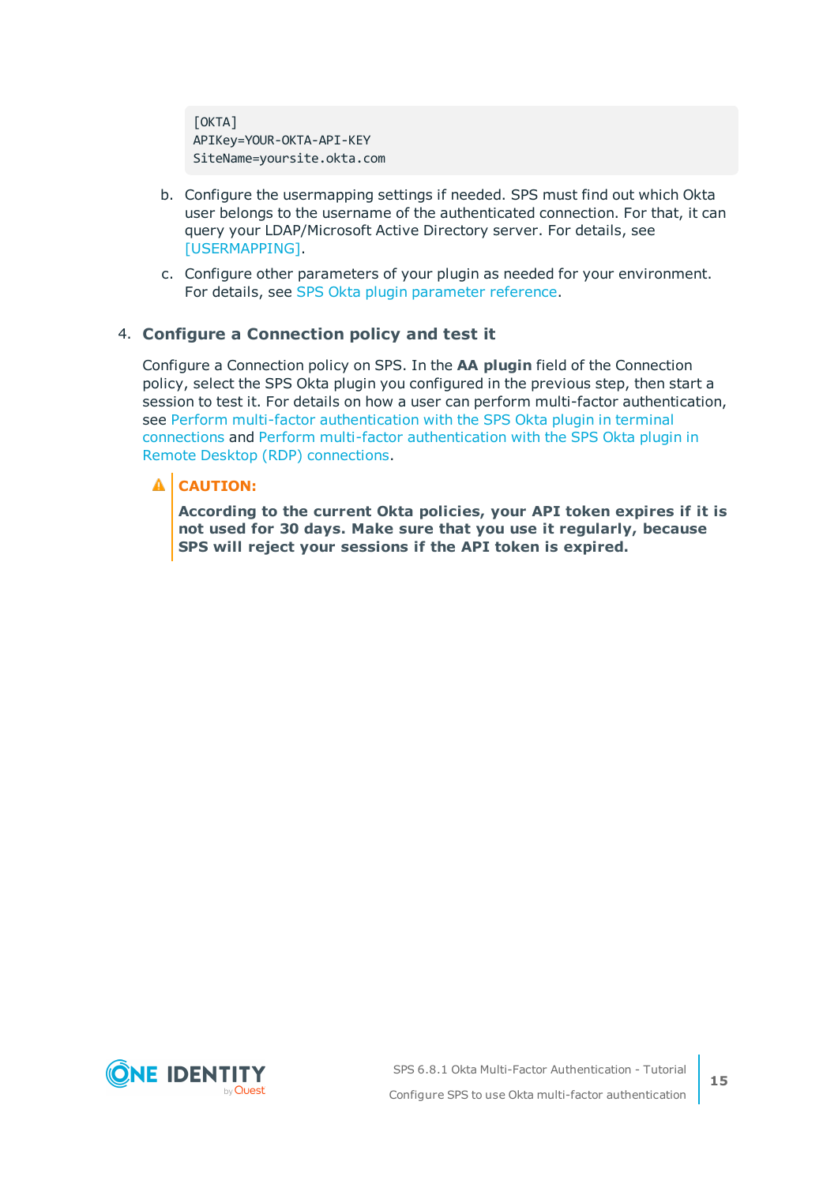```
[OKTA]
APIKey=YOUR-OKTA-API-KEY
SiteName=yoursite.okta.com
```

b. Configure the usermapping settings if needed. SPS must find out which Okta user belongs to the username of the authenticated connection. For that, it can query your LDAP/Microsoft Active Directory server. For details, see [USERMAPPING].

c. Configure other parameters of your plugin as needed for your environment. For details, see SPS Okta plugin parameter reference.

4. **Configure a Connection policy and test it**

   Configure a Connection policy on SPS. In the **AA plugin** field of the Connection policy, select the SPS Okta plugin you configured in the previous step, then start a session to test it. For details on how a user can perform multi-factor authentication, see Perform multi-factor authentication with the SPS Okta plugin in terminal connections and Perform multi-factor authentication with the SPS Okta plugin in Remote Desktop (RDP) connections.

   > **CAUTION:**
   >
   > **According to the current Okta policies, your API token expires if it is not used for 30 days. Make sure that you use it regularly, because SPS will reject your sessions if the API token is expired.**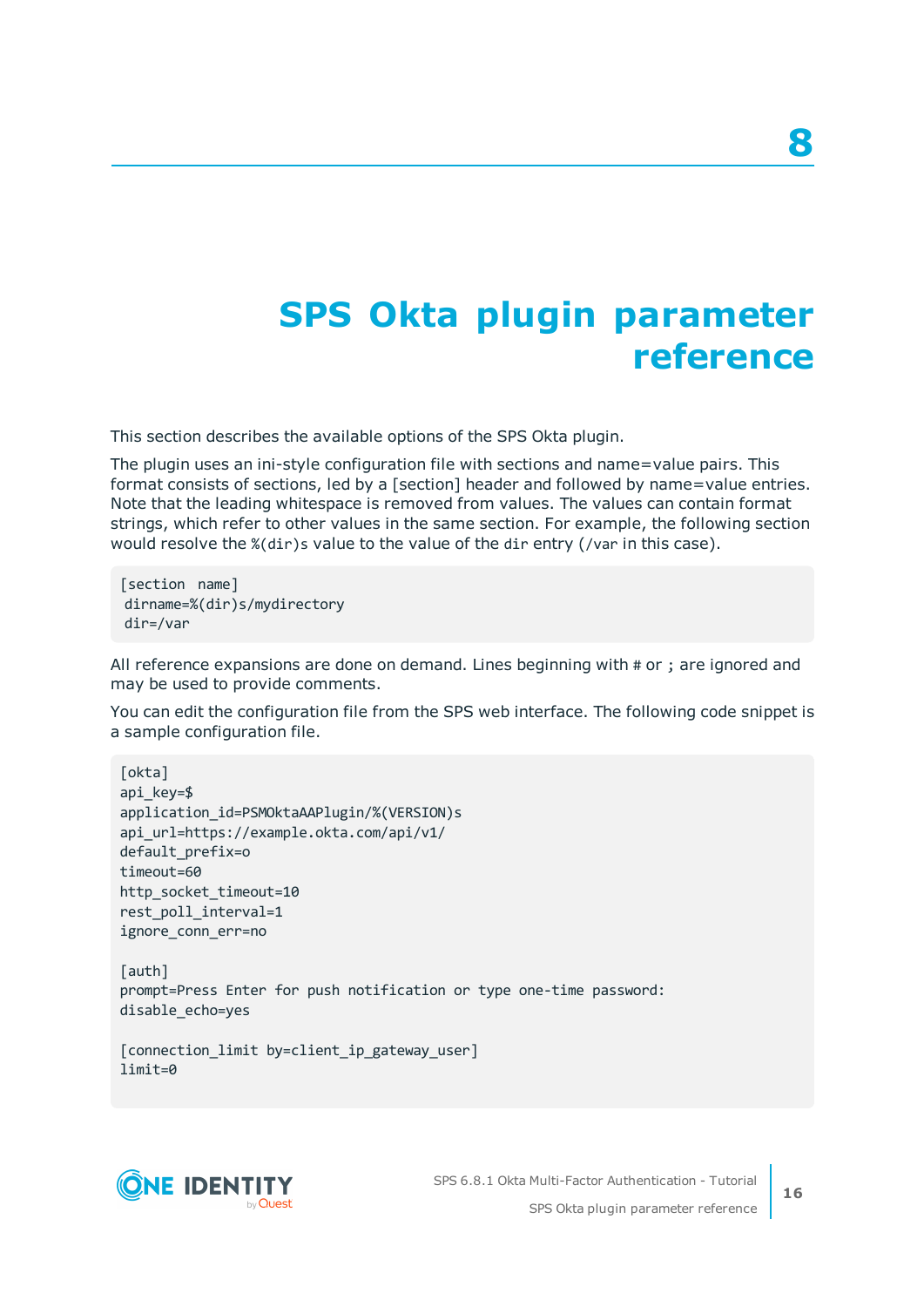# 8 SPS Okta plugin parameter reference

This section describes the available options of the SPS Okta plugin.

The plugin uses an ini-style configuration file with sections and name=value pairs. This format consists of sections, led by a [section] header and followed by name=value entries. Note that the leading whitespace is removed from values. The values can contain format strings, which refer to other values in the same section. For example, the following section would resolve the `%(dir)s` value to the value of the `dir` entry (`/var` in this case).

```
[section name]
 dirname=%(dir)s/mydirectory
 dir=/var
```

All reference expansions are done on demand. Lines beginning with `#` or `;` are ignored and may be used to provide comments.

You can edit the configuration file from the SPS web interface. The following code snippet is a sample configuration file.

```
[okta]
api_key=$
application_id=PSMOktaAAPlugin/%(VERSION)s
api_url=https://example.okta.com/api/v1/
default_prefix=o
timeout=60
http_socket_timeout=10
rest_poll_interval=1
ignore_conn_err=no

[auth]
prompt=Press Enter for push notification or type one-time password:
disable_echo=yes

[connection_limit by=client_ip_gateway_user]
limit=0
```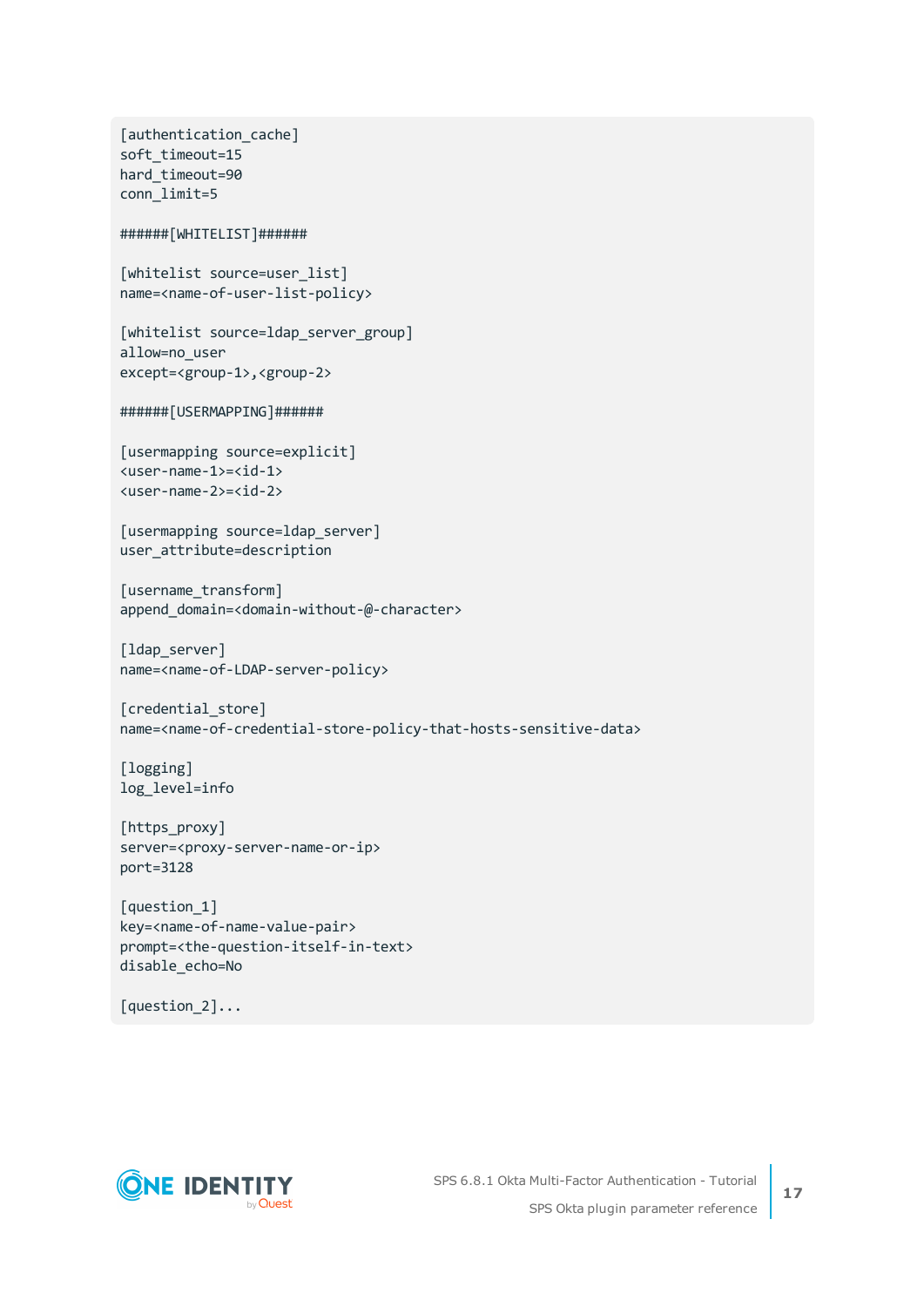```
[authentication_cache]
soft_timeout=15
hard_timeout=90
conn_limit=5

######[WHITELIST]######

[whitelist source=user_list]
name=<name-of-user-list-policy>

[whitelist source=ldap_server_group]
allow=no_user
except=<group-1>,<group-2>

######[USERMAPPING]######

[usermapping source=explicit]
<user-name-1>=<id-1>
<user-name-2>=<id-2>

[usermapping source=ldap_server]
user_attribute=description

[username_transform]
append_domain=<domain-without-@-character>

[ldap_server]
name=<name-of-LDAP-server-policy>

[credential_store]
name=<name-of-credential-store-policy-that-hosts-sensitive-data>

[logging]
log_level=info

[https_proxy]
server=<proxy-server-name-or-ip>
port=3128

[question_1]
key=<name-of-name-value-pair>
prompt=<the-question-itself-in-text>
disable_echo=No

[question_2]...
```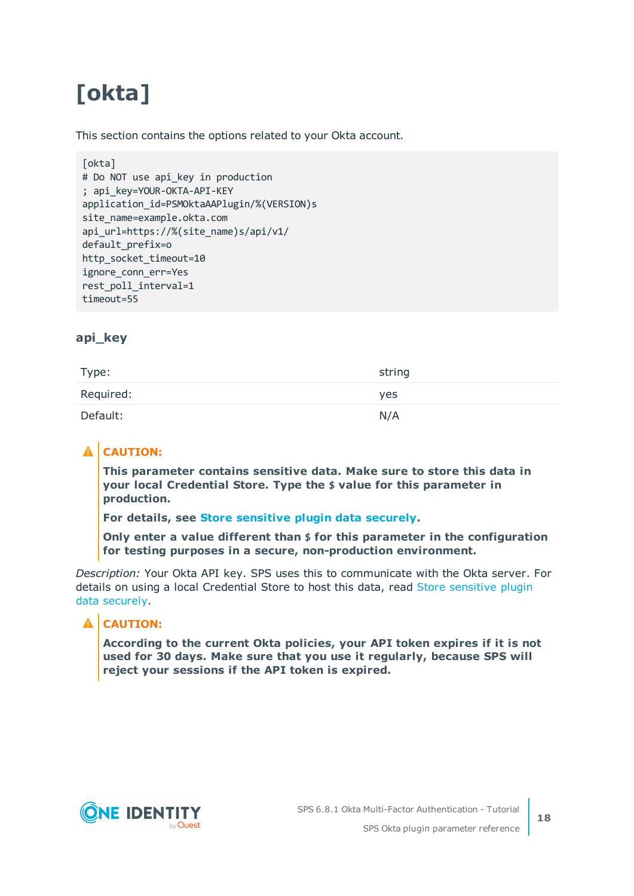# [okta]

This section contains the options related to your Okta account.

```
[okta]
# Do NOT use api_key in production
; api_key=YOUR-OKTA-API-KEY
application_id=PSMOktaAAPlugin/%(VERSION)s
site_name=example.okta.com
api_url=https://%(site_name)s/api/v1/
default_prefix=o
http_socket_timeout=10
ignore_conn_err=Yes
rest_poll_interval=1
timeout=55
```

### api_key

| | |
|---|---|
| Type: | string |
| Required: | yes |
| Default: | N/A |

**CAUTION:**

**This parameter contains sensitive data. Make sure to store this data in your local Credential Store. Type the $ value for this parameter in production.**

**For details, see Store sensitive plugin data securely.**

**Only enter a value different than $ for this parameter in the configuration for testing purposes in a secure, non-production environment.**

*Description:* Your Okta API key. SPS uses this to communicate with the Okta server. For details on using a local Credential Store to host this data, read Store sensitive plugin data securely.

**CAUTION:**

**According to the current Okta policies, your API token expires if it is not used for 30 days. Make sure that you use it regularly, because SPS will reject your sessions if the API token is expired.**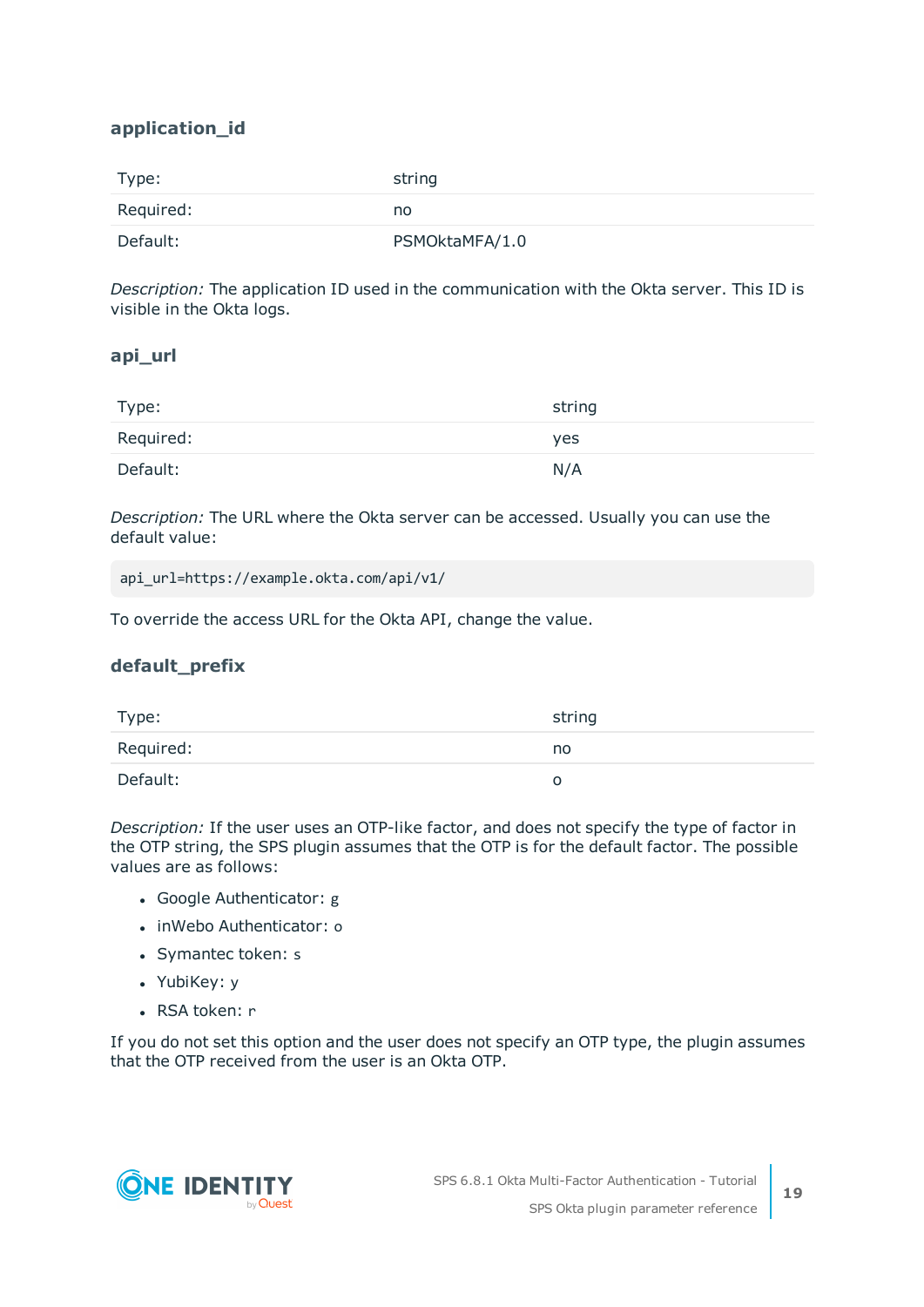### application_id

| | |
|---|---|
| Type: | string |
| Required: | no |
| Default: | PSMOktaMFA/1.0 |

*Description:* The application ID used in the communication with the Okta server. This ID is visible in the Okta logs.

### api_url

| | |
|---|---|
| Type: | string |
| Required: | yes |
| Default: | N/A |

*Description:* The URL where the Okta server can be accessed. Usually you can use the default value:

```
api_url=https://example.okta.com/api/v1/
```

To override the access URL for the Okta API, change the value.

### default_prefix

| | |
|---|---|
| Type: | string |
| Required: | no |
| Default: | o |

*Description:* If the user uses an OTP-like factor, and does not specify the type of factor in the OTP string, the SPS plugin assumes that the OTP is for the default factor. The possible values are as follows:

- Google Authenticator: `g`
- inWebo Authenticator: `o`
- Symantec token: `s`
- YubiKey: `y`
- RSA token: `r`

If you do not set this option and the user does not specify an OTP type, the plugin assumes that the OTP received from the user is an Okta OTP.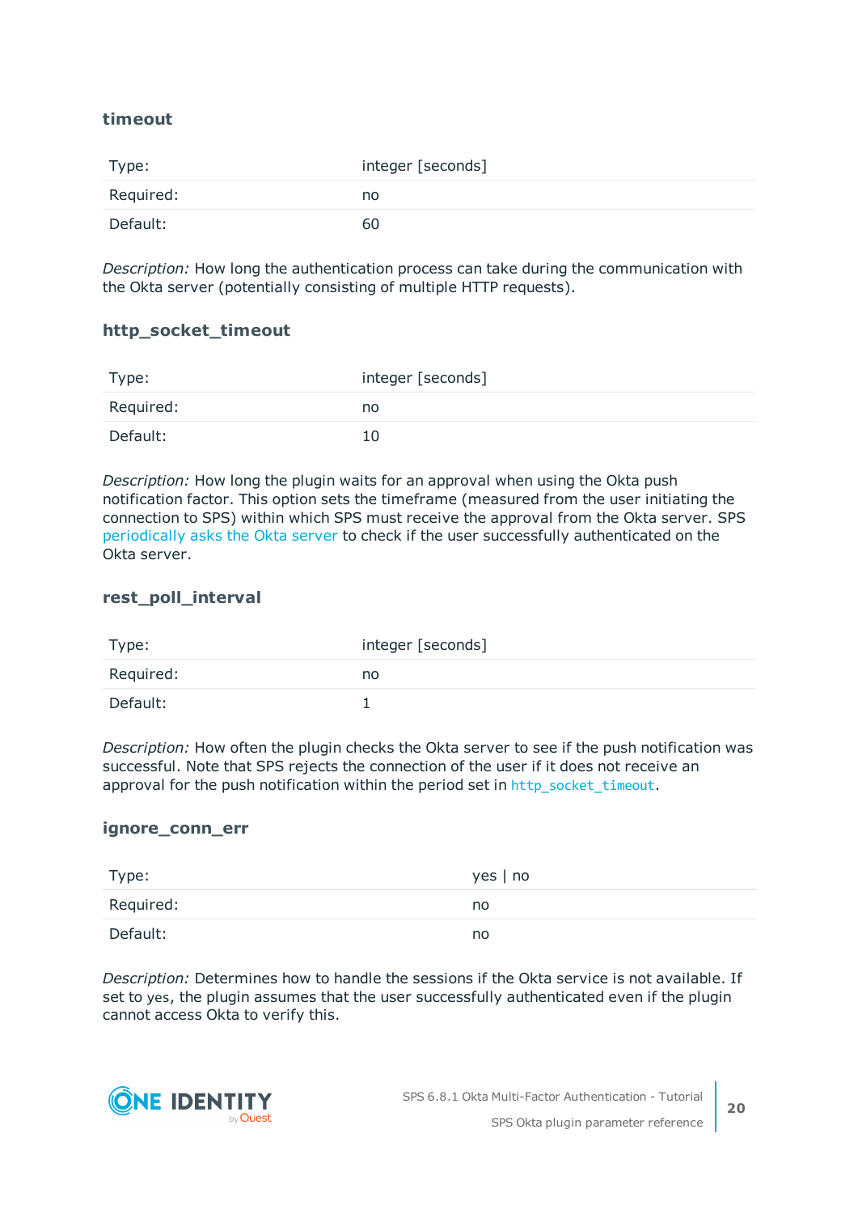### timeout

| Type: | integer [seconds] |
| --- | --- |
| Required: | no |
| Default: | 60 |

*Description:* How long the authentication process can take during the communication with the Okta server (potentially consisting of multiple HTTP requests).

### http_socket_timeout

| Type: | integer [seconds] |
| --- | --- |
| Required: | no |
| Default: | 10 |

*Description:* How long the plugin waits for an approval when using the Okta push notification factor. This option sets the timeframe (measured from the user initiating the connection to SPS) within which SPS must receive the approval from the Okta server. SPS periodically asks the Okta server to check if the user successfully authenticated on the Okta server.

### rest_poll_interval

| Type: | integer [seconds] |
| --- | --- |
| Required: | no |
| Default: | 1 |

*Description:* How often the plugin checks the Okta server to see if the push notification was successful. Note that SPS rejects the connection of the user if it does not receive an approval for the push notification within the period set in `http_socket_timeout`.

### ignore_conn_err

| Type: | yes \| no |
| --- | --- |
| Required: | no |
| Default: | no |

*Description:* Determines how to handle the sessions if the Okta service is not available. If set to `yes`, the plugin assumes that the user successfully authenticated even if the plugin cannot access Okta to verify this.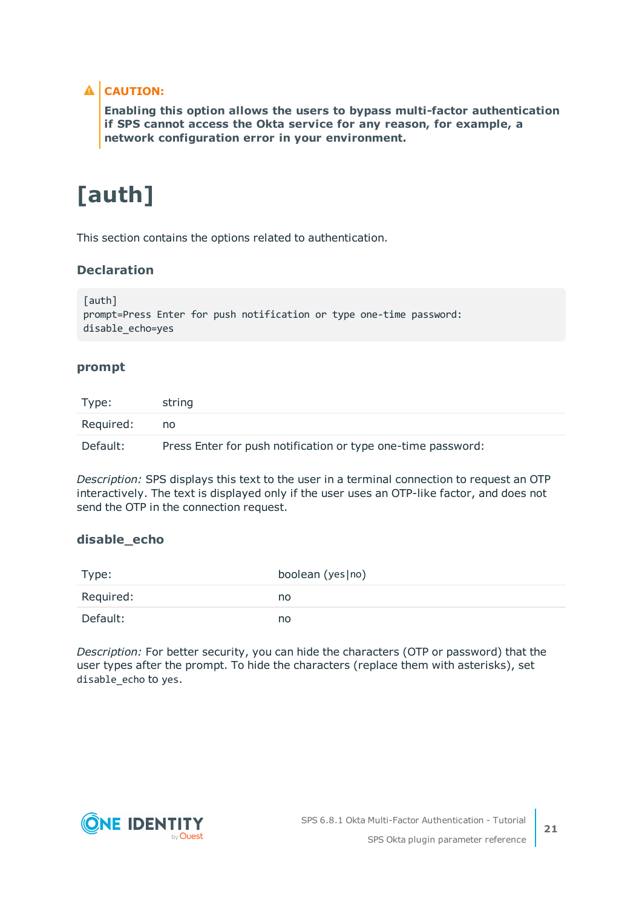> **CAUTION:**
>
> **Enabling this option allows the users to bypass multi-factor authentication if SPS cannot access the Okta service for any reason, for example, a network configuration error in your environment.**

# [auth]

This section contains the options related to authentication.

### Declaration

```
[auth]
prompt=Press Enter for push notification or type one-time password:
disable_echo=yes
```

### prompt

| | |
|---|---|
| Type: | string |
| Required: | no |
| Default: | Press Enter for push notification or type one-time password: |

*Description:* SPS displays this text to the user in a terminal connection to request an OTP interactively. The text is displayed only if the user uses an OTP-like factor, and does not send the OTP in the connection request.

### disable_echo

| | |
|---|---|
| Type: | boolean (`yes`\|`no`) |
| Required: | no |
| Default: | no |

*Description:* For better security, you can hide the characters (OTP or password) that the user types after the prompt. To hide the characters (replace them with asterisks), set `disable_echo` to `yes`.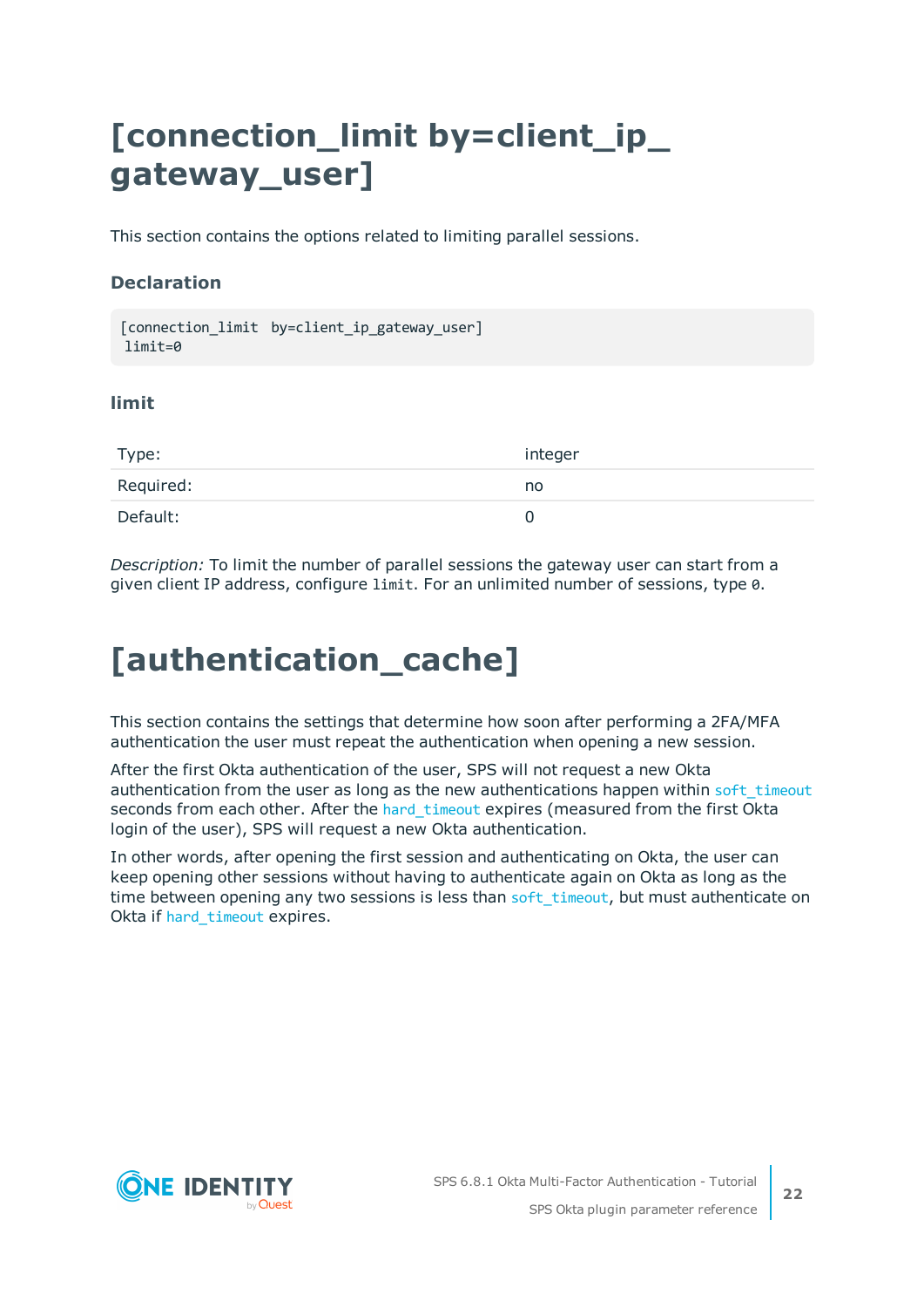# [connection_limit by=client_ip_gateway_user]

This section contains the options related to limiting parallel sessions.

### Declaration

```
[connection_limit  by=client_ip_gateway_user]
 limit=0
```

### limit

| | |
|---|---|
| Type: | integer |
| Required: | no |
| Default: | 0 |

*Description:* To limit the number of parallel sessions the gateway user can start from a given client IP address, configure `limit`. For an unlimited number of sessions, type `0`.

# [authentication_cache]

This section contains the settings that determine how soon after performing a 2FA/MFA authentication the user must repeat the authentication when opening a new session.

After the first Okta authentication of the user, SPS will not request a new Okta authentication from the user as long as the new authentications happen within `soft_timeout` seconds from each other. After the `hard_timeout` expires (measured from the first Okta login of the user), SPS will request a new Okta authentication.

In other words, after opening the first session and authenticating on Okta, the user can keep opening other sessions without having to authenticate again on Okta as long as the time between opening any two sessions is less than `soft_timeout`, but must authenticate on Okta if `hard_timeout` expires.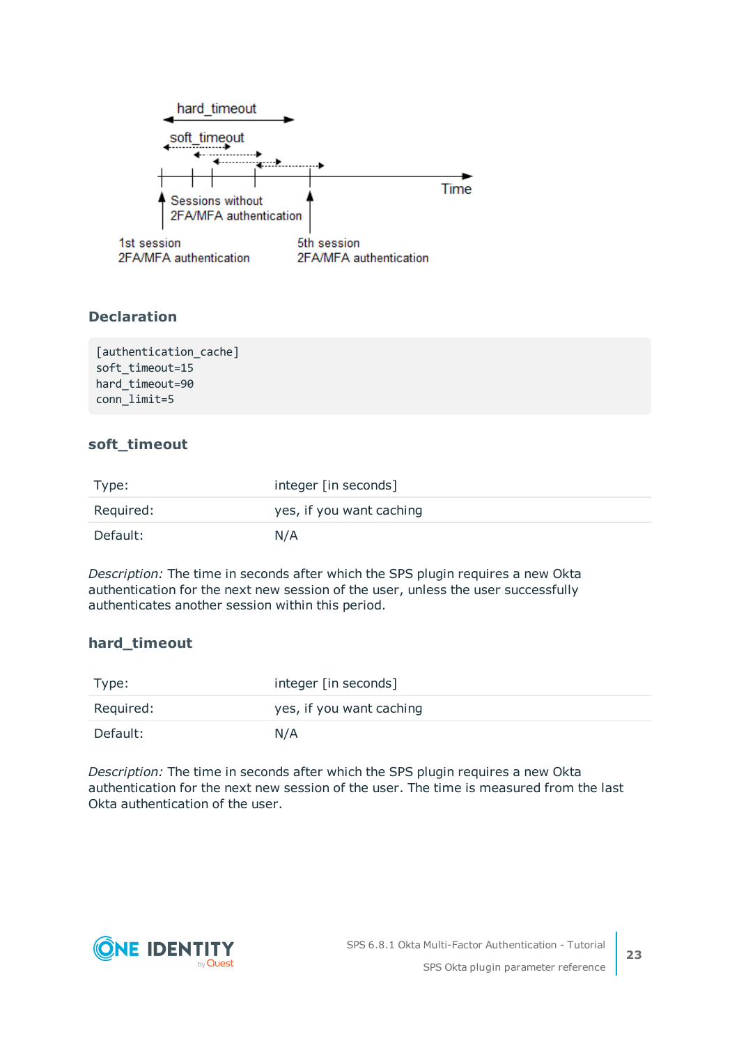### Declaration

```
[authentication_cache]
soft_timeout=15
hard_timeout=90
conn_limit=5
```

### soft_timeout

| | |
|---|---|
| Type: | integer [in seconds] |
| Required: | yes, if you want caching |
| Default: | N/A |

*Description:* The time in seconds after which the SPS plugin requires a new Okta authentication for the next new session of the user, unless the user successfully authenticates another session within this period.

### hard_timeout

| | |
|---|---|
| Type: | integer [in seconds] |
| Required: | yes, if you want caching |
| Default: | N/A |

*Description:* The time in seconds after which the SPS plugin requires a new Okta authentication for the next new session of the user. The time is measured from the last Okta authentication of the user.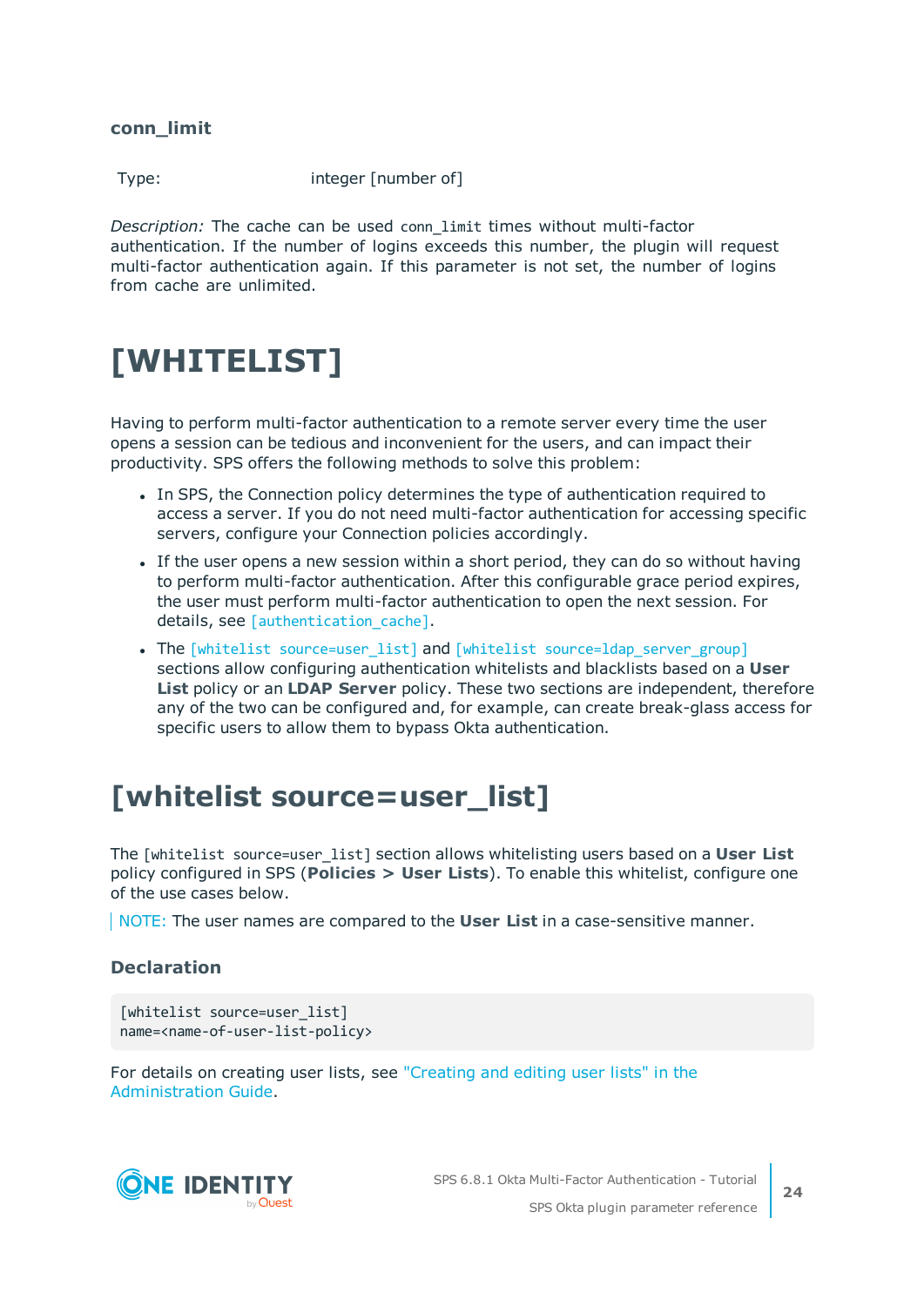### conn_limit

| Type: | integer [number of] |
|---|---|

*Description:* The cache can be used `conn_limit` times without multi-factor authentication. If the number of logins exceeds this number, the plugin will request multi-factor authentication again. If this parameter is not set, the number of logins from cache are unlimited.

# [WHITELIST]

Having to perform multi-factor authentication to a remote server every time the user opens a session can be tedious and inconvenient for the users, and can impact their productivity. SPS offers the following methods to solve this problem:

- In SPS, the Connection policy determines the type of authentication required to access a server. If you do not need multi-factor authentication for accessing specific servers, configure your Connection policies accordingly.
- If the user opens a new session within a short period, they can do so without having to perform multi-factor authentication. After this configurable grace period expires, the user must perform multi-factor authentication to open the next session. For details, see `[authentication_cache]`.
- The `[whitelist source=user_list]` and `[whitelist source=ldap_server_group]` sections allow configuring authentication whitelists and blacklists based on a **User List** policy or an **LDAP Server** policy. These two sections are independent, therefore any of the two can be configured and, for example, can create break-glass access for specific users to allow them to bypass Okta authentication.

# [whitelist source=user_list]

The `[whitelist source=user_list]` section allows whitelisting users based on a **User List** policy configured in SPS (**Policies > User Lists**). To enable this whitelist, configure one of the use cases below.

NOTE: The user names are compared to the **User List** in a case-sensitive manner.

### Declaration

```
[whitelist source=user_list]
name=<name-of-user-list-policy>
```

For details on creating user lists, see "Creating and editing user lists" in the Administration Guide.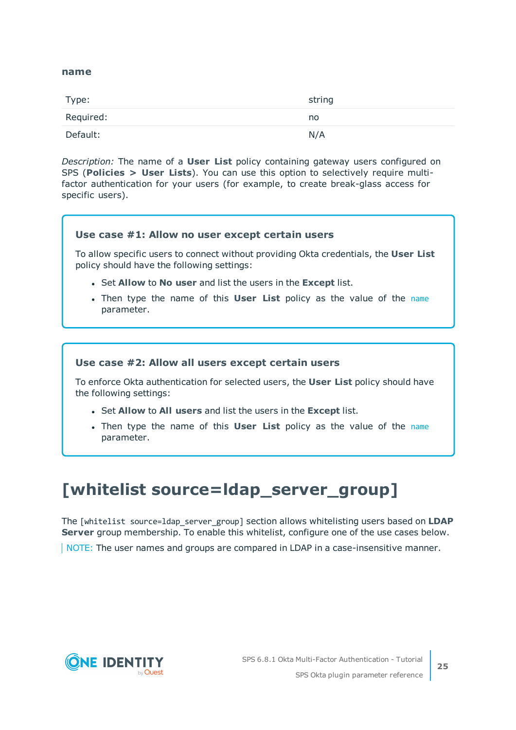#### name

| Type: | string |
| --- | --- |
| Required: | no |
| Default: | N/A |

*Description:* The name of a **User List** policy containing gateway users configured on SPS (**Policies > User Lists**). You can use this option to selectively require multi-factor authentication for your users (for example, to create break-glass access for specific users).

**Use case #1: Allow no user except certain users**

To allow specific users to connect without providing Okta credentials, the **User List** policy should have the following settings:

- Set **Allow** to **No user** and list the users in the **Except** list.
- Then type the name of this **User List** policy as the value of the `name` parameter.

**Use case #2: Allow all users except certain users**

To enforce Okta authentication for selected users, the **User List** policy should have the following settings:

- Set **Allow** to **All users** and list the users in the **Except** list.
- Then type the name of this **User List** policy as the value of the `name` parameter.

## [whitelist source=ldap_server_group]

The `[whitelist source=ldap_server_group]` section allows whitelisting users based on **LDAP Server** group membership. To enable this whitelist, configure one of the use cases below.

NOTE: The user names and groups are compared in LDAP in a case-insensitive manner.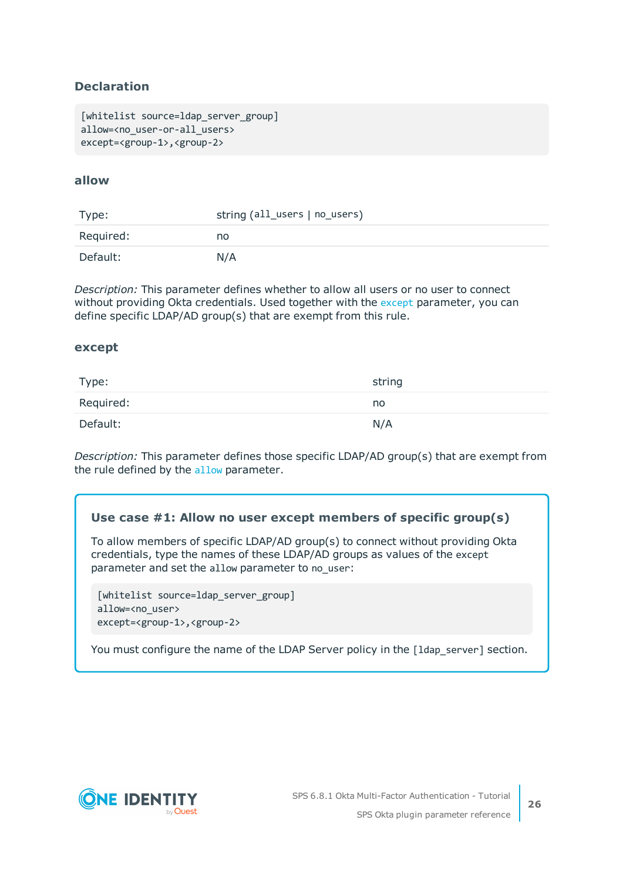### Declaration

```
[whitelist source=ldap_server_group]
allow=<no_user-or-all_users>
except=<group-1>,<group-2>
```

### allow

| Type: | string (`all_users` \| `no_users`) |
|---|---|
| Required: | no |
| Default: | N/A |

*Description:* This parameter defines whether to allow all users or no user to connect without providing Okta credentials. Used together with the `except` parameter, you can define specific LDAP/AD group(s) that are exempt from this rule.

### except

| Type: | string |
|---|---|
| Required: | no |
| Default: | N/A |

*Description:* This parameter defines those specific LDAP/AD group(s) that are exempt from the rule defined by the `allow` parameter.

#### Use case #1: Allow no user except members of specific group(s)

To allow members of specific LDAP/AD group(s) to connect without providing Okta credentials, type the names of these LDAP/AD groups as values of the `except` parameter and set the `allow` parameter to `no_user`:

```
[whitelist source=ldap_server_group]
allow=<no_user>
except=<group-1>,<group-2>
```

You must configure the name of the LDAP Server policy in the `[ldap_server]` section.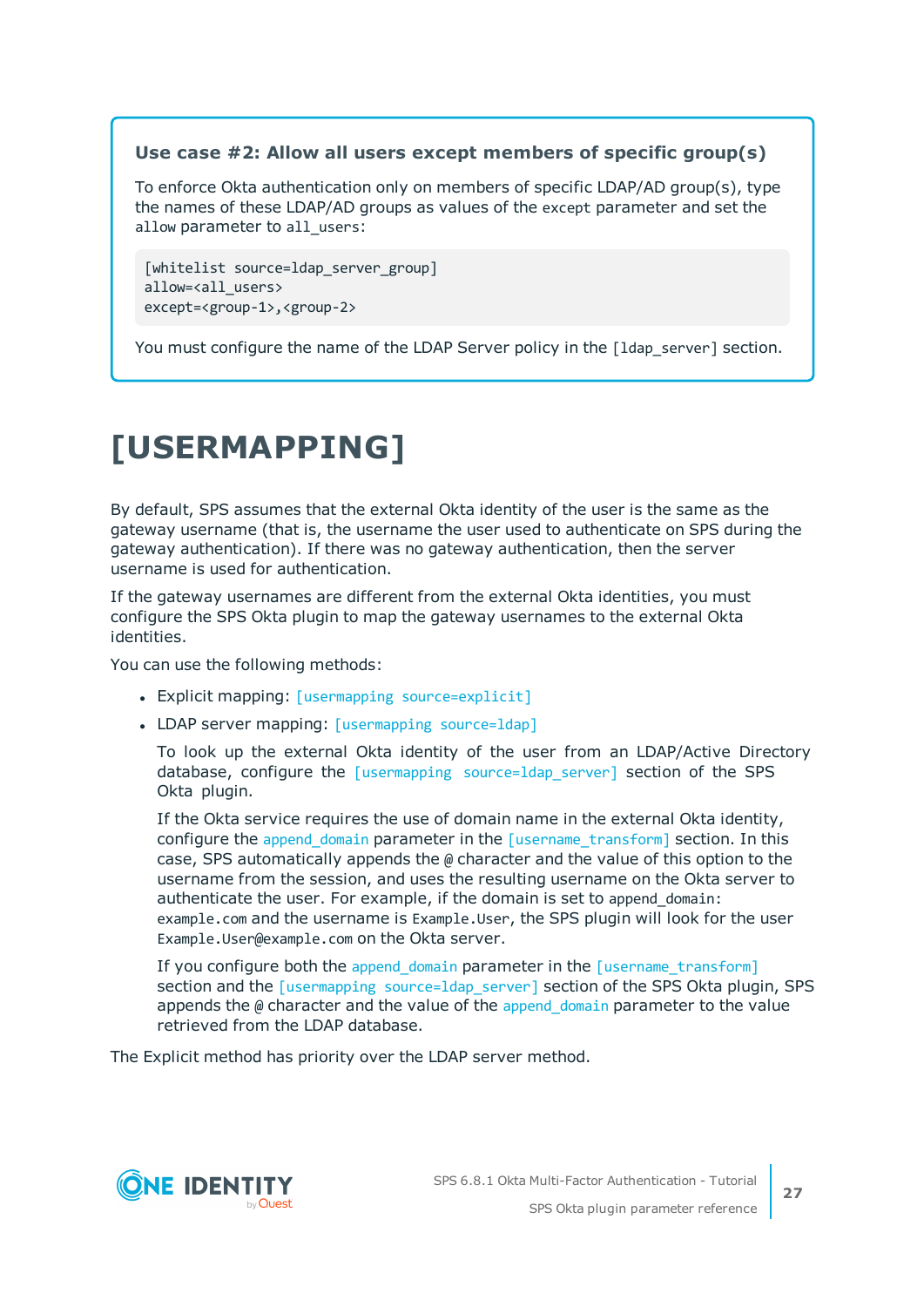**Use case #2: Allow all users except members of specific group(s)**

To enforce Okta authentication only on members of specific LDAP/AD group(s), type the names of these LDAP/AD groups as values of the `except` parameter and set the `allow` parameter to `all_users`:

```
[whitelist source=ldap_server_group]
allow=<all_users>
except=<group-1>,<group-2>
```

You must configure the name of the LDAP Server policy in the `[ldap_server]` section.

# [USERMAPPING]

By default, SPS assumes that the external Okta identity of the user is the same as the gateway username (that is, the username the user used to authenticate on SPS during the gateway authentication). If there was no gateway authentication, then the server username is used for authentication.

If the gateway usernames are different from the external Okta identities, you must configure the SPS Okta plugin to map the gateway usernames to the external Okta identities.

You can use the following methods:

- Explicit mapping: `[usermapping source=explicit]`
- LDAP server mapping: `[usermapping source=ldap]`

  To look up the external Okta identity of the user from an LDAP/Active Directory database, configure the `[usermapping source=ldap_server]` section of the SPS Okta plugin.

  If the Okta service requires the use of domain name in the external Okta identity, configure the `append_domain` parameter in the `[username_transform]` section. In this case, SPS automatically appends the `@` character and the value of this option to the username from the session, and uses the resulting username on the Okta server to authenticate the user. For example, if the domain is set to `append_domain: example.com` and the username is `Example.User`, the SPS plugin will look for the user `Example.User@example.com` on the Okta server.

  If you configure both the `append_domain` parameter in the `[username_transform]` section and the `[usermapping source=ldap_server]` section of the SPS Okta plugin, SPS appends the `@` character and the value of the `append_domain` parameter to the value retrieved from the LDAP database.

The Explicit method has priority over the LDAP server method.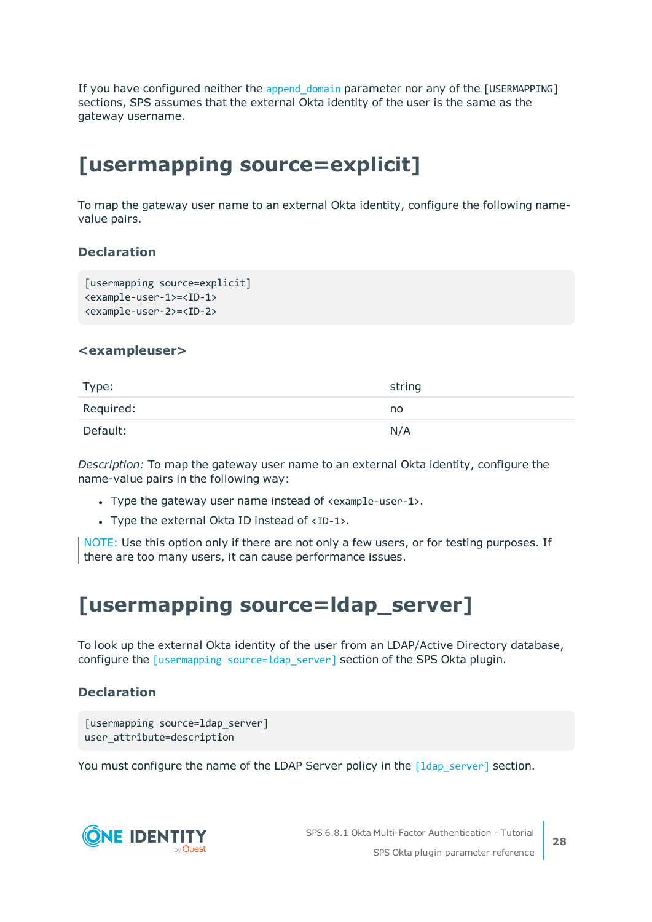If you have configured neither the `append_domain` parameter nor any of the [USERMAPPING] sections, SPS assumes that the external Okta identity of the user is the same as the gateway username.

# [usermapping source=explicit]

To map the gateway user name to an external Okta identity, configure the following name-value pairs.

### Declaration

```
[usermapping source=explicit]
<example-user-1>=<ID-1>
<example-user-2>=<ID-2>
```

### <exampleuser>

| Type: | string |
|---|---|
| Required: | no |
| Default: | N/A |

*Description:* To map the gateway user name to an external Okta identity, configure the name-value pairs in the following way:

- Type the gateway user name instead of `<example-user-1>`.
- Type the external Okta ID instead of `<ID-1>`.

> NOTE: Use this option only if there are not only a few users, or for testing purposes. If there are too many users, it can cause performance issues.

# [usermapping source=ldap_server]

To look up the external Okta identity of the user from an LDAP/Active Directory database, configure the `[usermapping source=ldap_server]` section of the SPS Okta plugin.

### Declaration

```
[usermapping source=ldap_server]
user_attribute=description
```

You must configure the name of the LDAP Server policy in the `[ldap_server]` section.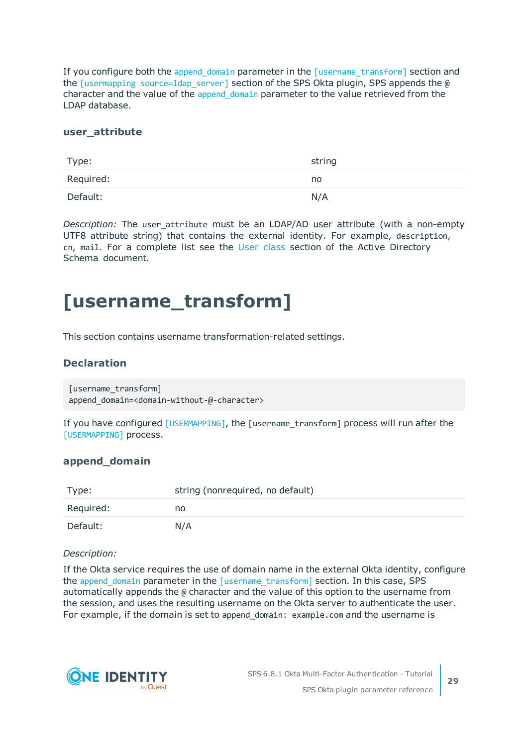If you configure both the append_domain parameter in the [username_transform] section and the [usermapping source=ldap_server] section of the SPS Okta plugin, SPS appends the @ character and the value of the append_domain parameter to the value retrieved from the LDAP database.

### user_attribute

| | |
|---|---|
| Type: | string |
| Required: | no |
| Default: | N/A |

*Description:* The user_attribute must be an LDAP/AD user attribute (with a non-empty UTF8 attribute string) that contains the external identity. For example, description, cn, mail. For a complete list see the User class section of the Active Directory Schema document.

# [username_transform]

This section contains username transformation-related settings.

### Declaration

```
[username_transform]
append_domain=<domain-without-@-character>
```

If you have configured [USERMAPPING], the [username_transform] process will run after the [USERMAPPING] process.

### append_domain

| | |
|---|---|
| Type: | string (nonrequired, no default) |
| Required: | no |
| Default: | N/A |

*Description:*

If the Okta service requires the use of domain name in the external Okta identity, configure the append_domain parameter in the [username_transform] section. In this case, SPS automatically appends the @ character and the value of this option to the username from the session, and uses the resulting username on the Okta server to authenticate the user. For example, if the domain is set to append_domain: example.com and the username is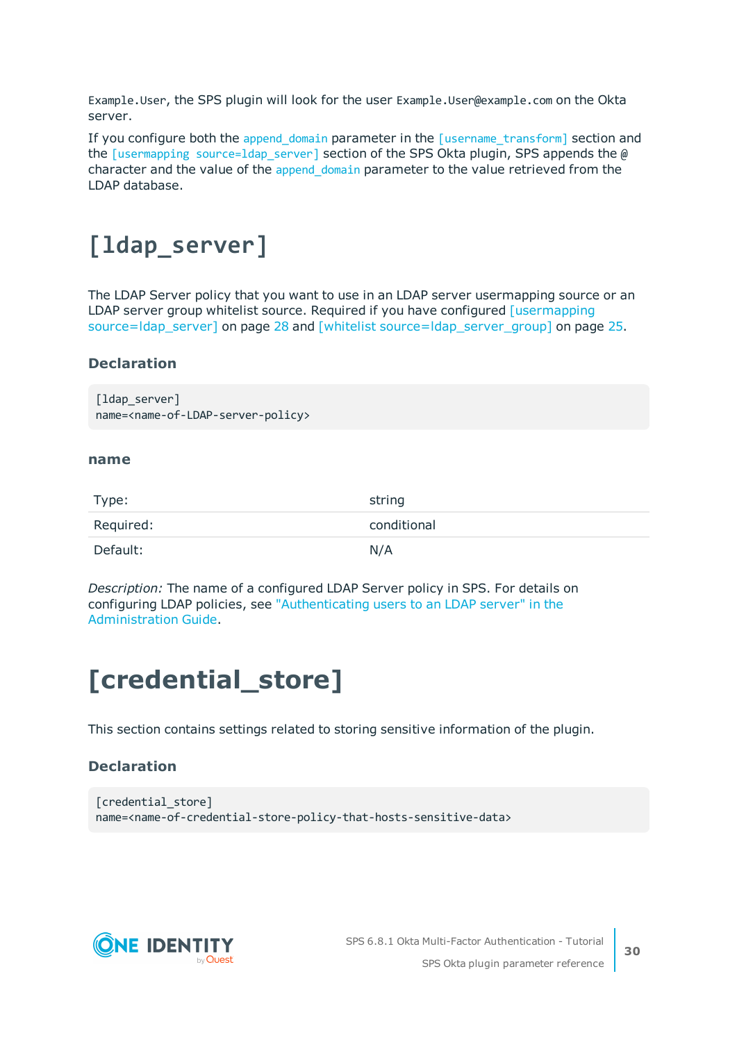`Example.User`, the SPS plugin will look for the user `Example.User@example.com` on the Okta server.

If you configure both the `append_domain` parameter in the `[username_transform]` section and the `[usermapping source=ldap_server]` section of the SPS Okta plugin, SPS appends the `@` character and the value of the `append_domain` parameter to the value retrieved from the LDAP database.

# [ldap_server]

The LDAP Server policy that you want to use in an LDAP server usermapping source or an LDAP server group whitelist source. Required if you have configured [usermapping source=ldap_server] on page 28 and [whitelist source=ldap_server_group] on page 25.

### Declaration

```
[ldap_server]
name=<name-of-LDAP-server-policy>
```

#### name

| | |
|---|---|
| Type: | string |
| Required: | conditional |
| Default: | N/A |

*Description:* The name of a configured LDAP Server policy in SPS. For details on configuring LDAP policies, see "Authenticating users to an LDAP server" in the Administration Guide.

# [credential_store]

This section contains settings related to storing sensitive information of the plugin.

### Declaration

```
[credential_store]
name=<name-of-credential-store-policy-that-hosts-sensitive-data>
```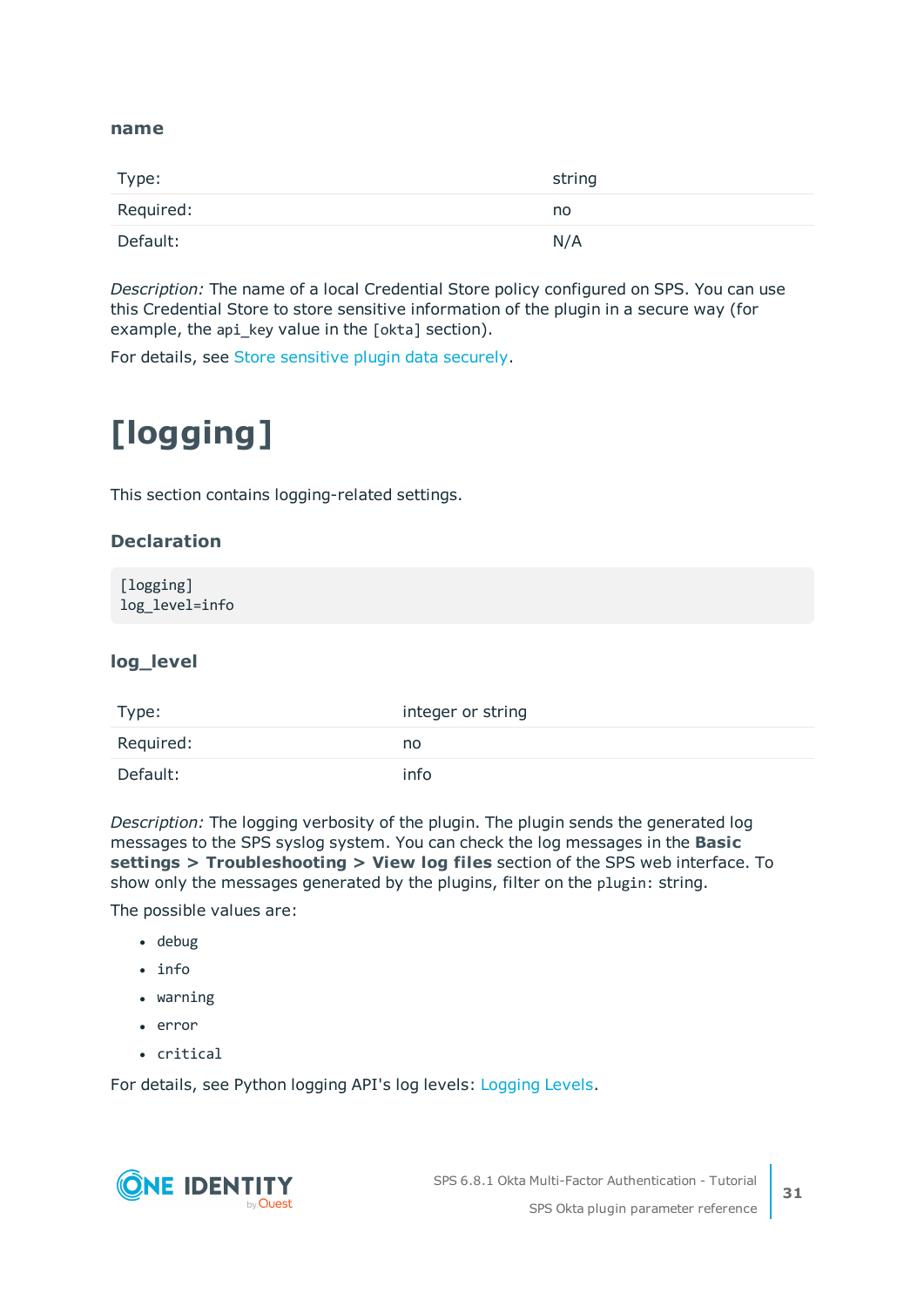### name

| Type: | string |
|---|---|
| Required: | no |
| Default: | N/A |

*Description:* The name of a local Credential Store policy configured on SPS. You can use this Credential Store to store sensitive information of the plugin in a secure way (for example, the `api_key` value in the `[okta]` section).

For details, see Store sensitive plugin data securely.

# [logging]

This section contains logging-related settings.

### Declaration

```
[logging]
log_level=info
```

### log_level

| Type: | integer or string |
|---|---|
| Required: | no |
| Default: | info |

*Description:* The logging verbosity of the plugin. The plugin sends the generated log messages to the SPS syslog system. You can check the log messages in the **Basic settings > Troubleshooting > View log files** section of the SPS web interface. To show only the messages generated by the plugins, filter on the `plugin:` string.

The possible values are:

- `debug`
- `info`
- `warning`
- `error`
- `critical`

For details, see Python logging API's log levels: Logging Levels.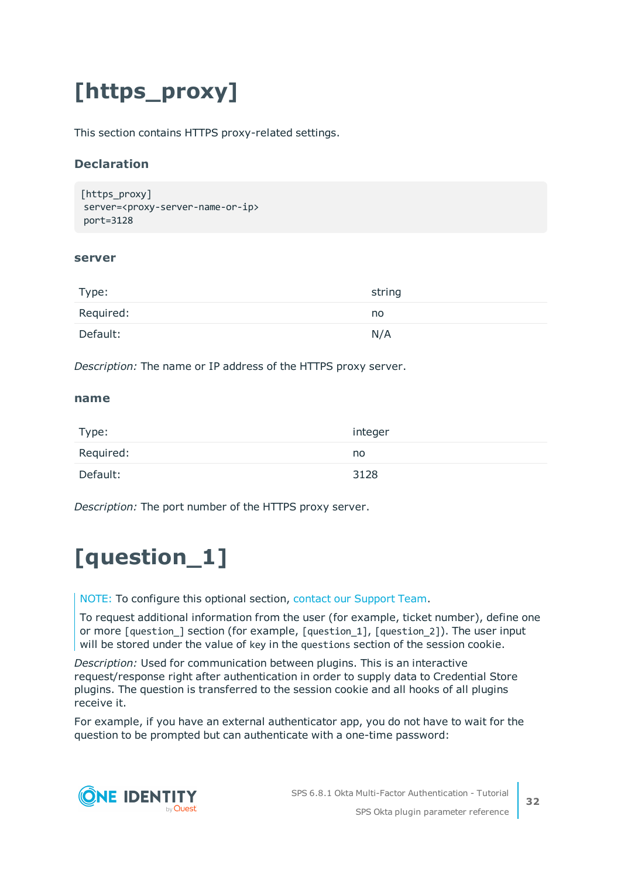# [https_proxy]

This section contains HTTPS proxy-related settings.

### Declaration

```
[https_proxy]
 server=<proxy-server-name-or-ip>
 port=3128
```

#### server

| | |
|---|---|
| Type: | string |
| Required: | no |
| Default: | N/A |

*Description:* The name or IP address of the HTTPS proxy server.

#### name

| | |
|---|---|
| Type: | integer |
| Required: | no |
| Default: | 3128 |

*Description:* The port number of the HTTPS proxy server.

# [question_1]

> NOTE: To configure this optional section, contact our Support Team.
>
> To request additional information from the user (for example, ticket number), define one or more `[question_]` section (for example, `[question_1]`, `[question_2]`). The user input will be stored under the value of `key` in the `questions` section of the session cookie.

*Description:* Used for communication between plugins. This is an interactive request/response right after authentication in order to supply data to Credential Store plugins. The question is transferred to the session cookie and all hooks of all plugins receive it.

For example, if you have an external authenticator app, you do not have to wait for the question to be prompted but can authenticate with a one-time password: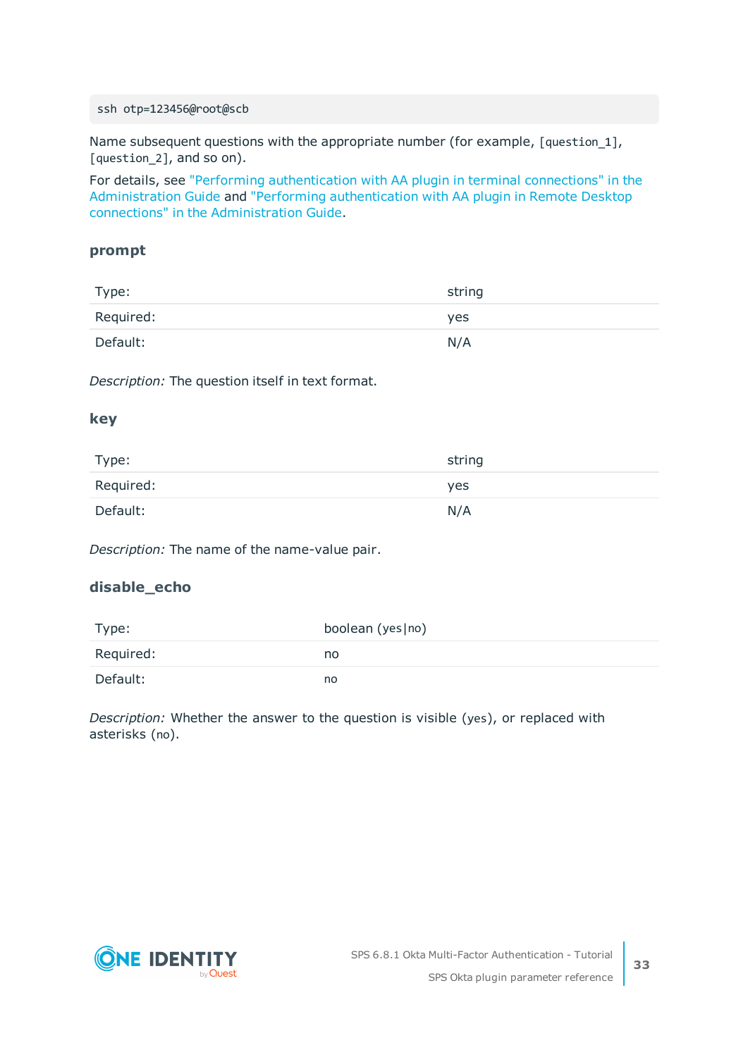```
ssh otp=123456@root@scb
```

Name subsequent questions with the appropriate number (for example, `[question_1]`, `[question_2]`, and so on).

For details, see "Performing authentication with AA plugin in terminal connections" in the Administration Guide and "Performing authentication with AA plugin in Remote Desktop connections" in the Administration Guide.

### prompt

| | |
|---|---|
| Type: | string |
| Required: | yes |
| Default: | N/A |

*Description:* The question itself in text format.

### key

| | |
|---|---|
| Type: | string |
| Required: | yes |
| Default: | N/A |

*Description:* The name of the name-value pair.

### disable_echo

| | |
|---|---|
| Type: | boolean (`yes|no`) |
| Required: | no |
| Default: | `no` |

*Description:* Whether the answer to the question is visible (`yes`), or replaced with asterisks (`no`).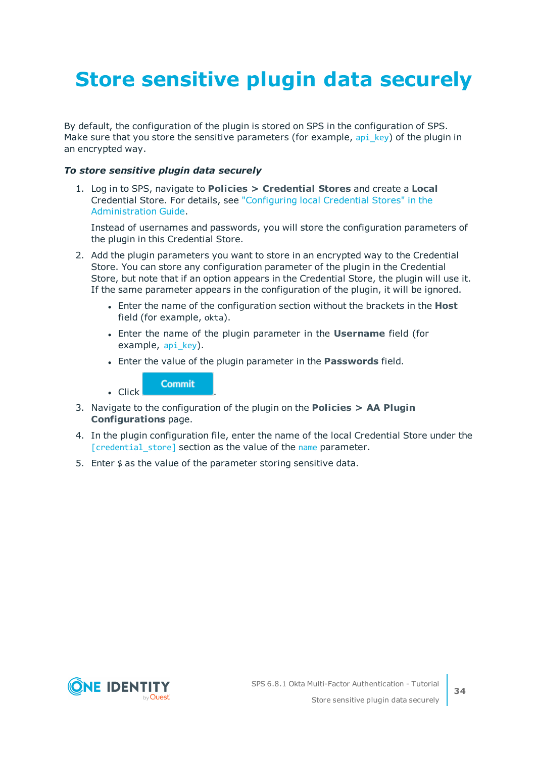# Store sensitive plugin data securely

By default, the configuration of the plugin is stored on SPS in the configuration of SPS. Make sure that you store the sensitive parameters (for example, `api_key`) of the plugin in an encrypted way.

***To store sensitive plugin data securely***

1. Log in to SPS, navigate to **Policies > Credential Stores** and create a **Local** Credential Store. For details, see "Configuring local Credential Stores" in the Administration Guide.

   Instead of usernames and passwords, you will store the configuration parameters of the plugin in this Credential Store.

2. Add the plugin parameters you want to store in an encrypted way to the Credential Store. You can store any configuration parameter of the plugin in the Credential Store, but note that if an option appears in the Credential Store, the plugin will use it. If the same parameter appears in the configuration of the plugin, it will be ignored.

   - Enter the name of the configuration section without the brackets in the **Host** field (for example, `okta`).
   - Enter the name of the plugin parameter in the **Username** field (for example, `api_key`).
   - Enter the value of the plugin parameter in the **Passwords** field.
   - Click **Commit**.

3. Navigate to the configuration of the plugin on the **Policies > AA Plugin Configurations** page.

4. In the plugin configuration file, enter the name of the local Credential Store under the `[credential_store]` section as the value of the `name` parameter.

5. Enter `$` as the value of the parameter storing sensitive data.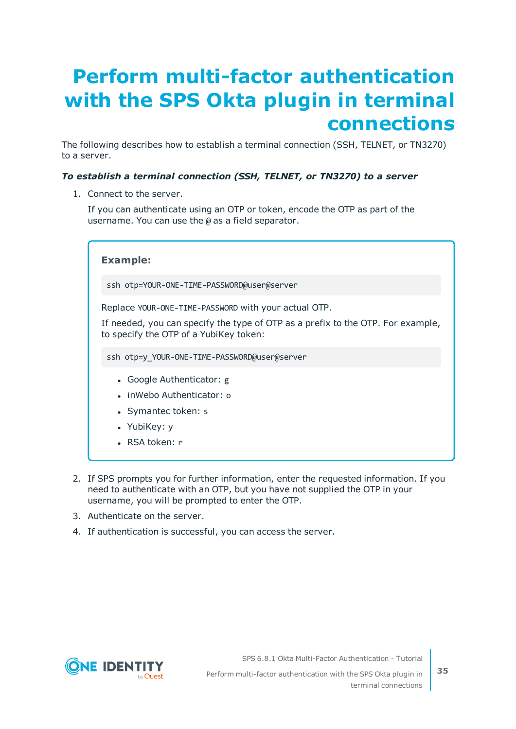# Perform multi-factor authentication with the SPS Okta plugin in terminal connections

The following describes how to establish a terminal connection (SSH, TELNET, or TN3270) to a server.

***To establish a terminal connection (SSH, TELNET, or TN3270) to a server***

1. Connect to the server.

   If you can authenticate using an OTP or token, encode the OTP as part of the username. You can use the `@` as a field separator.

   > **Example:**
   >
   > ```
   > ssh otp=YOUR-ONE-TIME-PASSWORD@user@server
   > ```
   >
   > Replace `YOUR-ONE-TIME-PASSWORD` with your actual OTP.
   >
   > If needed, you can specify the type of OTP as a prefix to the OTP. For example, to specify the OTP of a YubiKey token:
   >
   > ```
   > ssh otp=y_YOUR-ONE-TIME-PASSWORD@user@server
   > ```
   >
   > - Google Authenticator: `g`
   > - inWebo Authenticator: `o`
   > - Symantec token: `s`
   > - YubiKey: `y`
   > - RSA token: `r`

2. If SPS prompts you for further information, enter the requested information. If you need to authenticate with an OTP, but you have not supplied the OTP in your username, you will be prompted to enter the OTP.
3. Authenticate on the server.
4. If authentication is successful, you can access the server.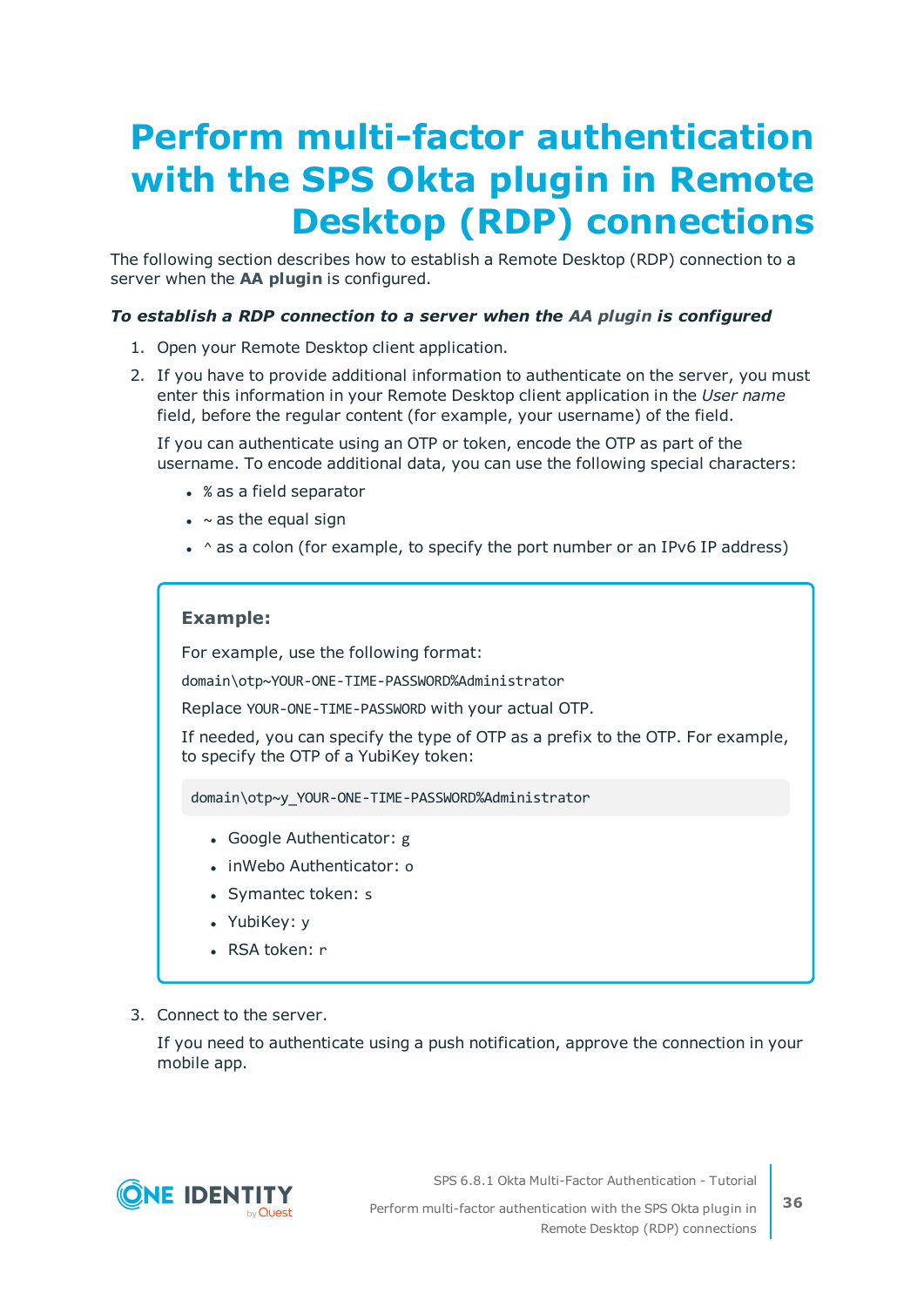# Perform multi-factor authentication with the SPS Okta plugin in Remote Desktop (RDP) connections

The following section describes how to establish a Remote Desktop (RDP) connection to a server when the **AA plugin** is configured.

***To establish a RDP connection to a server when the AA plugin is configured***

1. Open your Remote Desktop client application.
2. If you have to provide additional information to authenticate on the server, you must enter this information in your Remote Desktop client application in the *User name* field, before the regular content (for example, your username) of the field.

   If you can authenticate using an OTP or token, encode the OTP as part of the username. To encode additional data, you can use the following special characters:

   - `%` as a field separator
   - `~` as the equal sign
   - `^` as a colon (for example, to specify the port number or an IPv6 IP address)

   **Example:**

   For example, use the following format:

   `domain\otp~YOUR-ONE-TIME-PASSWORD%Administrator`

   Replace `YOUR-ONE-TIME-PASSWORD` with your actual OTP.

   If needed, you can specify the type of OTP as a prefix to the OTP. For example, to specify the OTP of a YubiKey token:

   ```
   domain\otp~y_YOUR-ONE-TIME-PASSWORD%Administrator
   ```

   - Google Authenticator: `g`
   - inWebo Authenticator: `o`
   - Symantec token: `s`
   - YubiKey: `y`
   - RSA token: `r`

3. Connect to the server.

   If you need to authenticate using a push notification, approve the connection in your mobile app.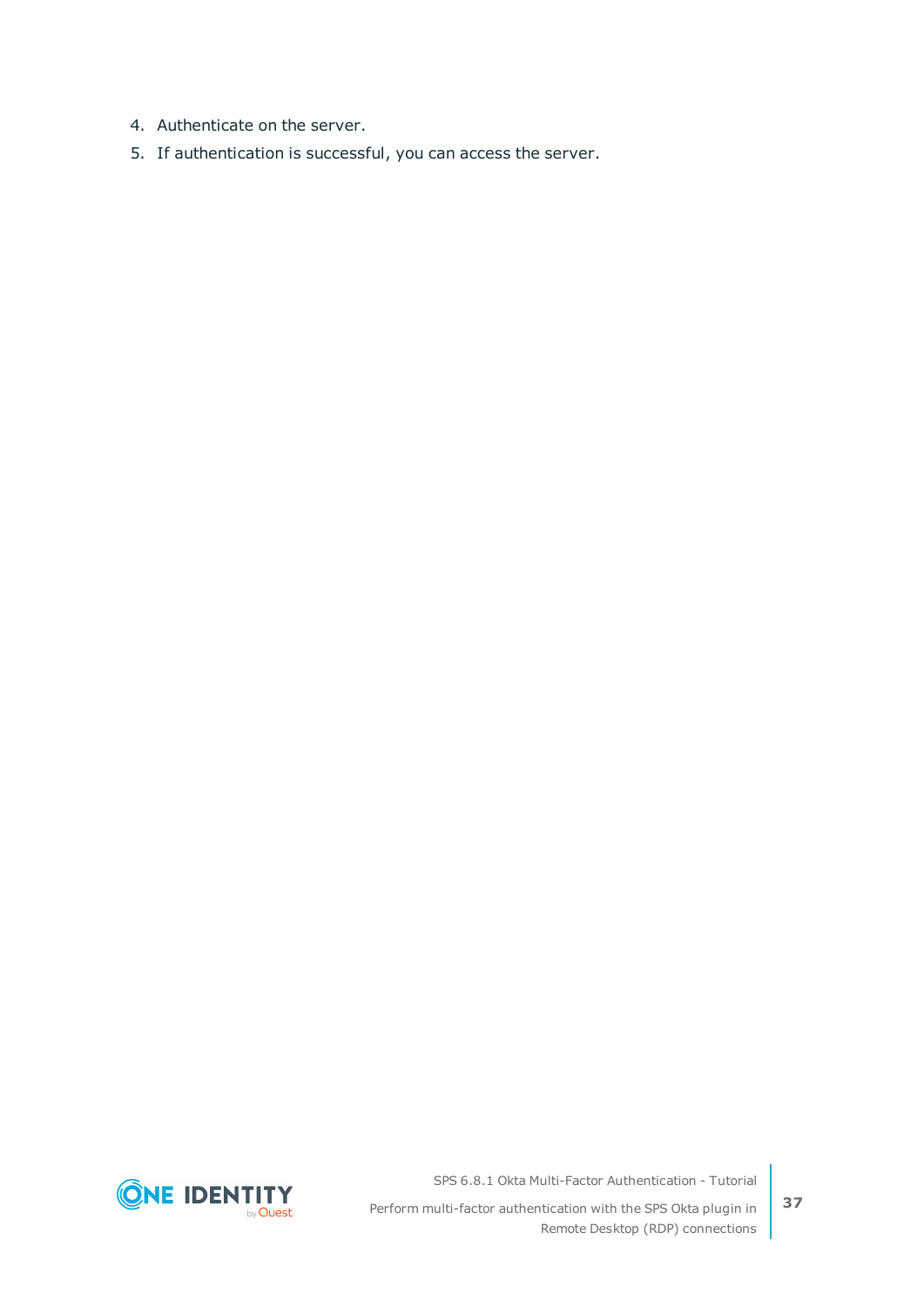4. Authenticate on the server.
5. If authentication is successful, you can access the server.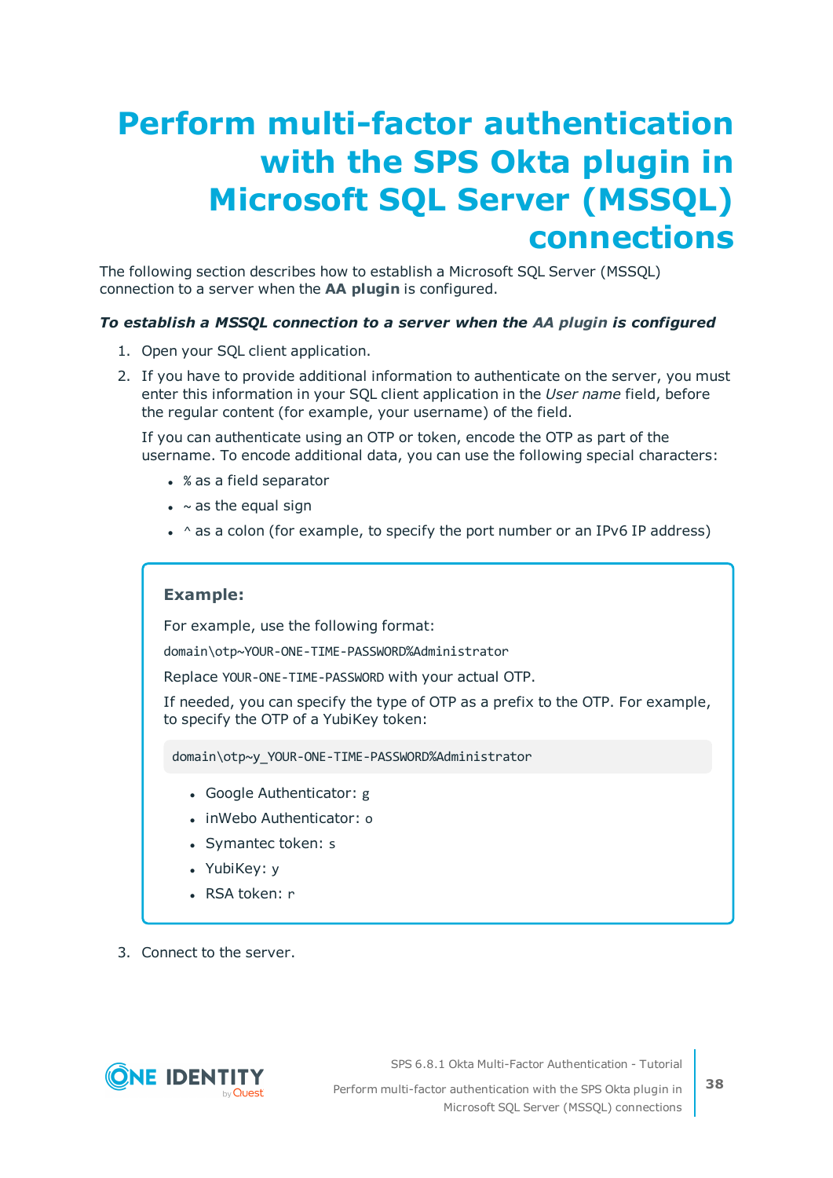# Perform multi-factor authentication with the SPS Okta plugin in Microsoft SQL Server (MSSQL) connections

The following section describes how to establish a Microsoft SQL Server (MSSQL) connection to a server when the **AA plugin** is configured.

***To establish a MSSQL connection to a server when the AA plugin is configured***

1. Open your SQL client application.
2. If you have to provide additional information to authenticate on the server, you must enter this information in your SQL client application in the *User name* field, before the regular content (for example, your username) of the field.

   If you can authenticate using an OTP or token, encode the OTP as part of the username. To encode additional data, you can use the following special characters:

   - `%` as a field separator
   - `~` as the equal sign
   - `^` as a colon (for example, to specify the port number or an IPv6 IP address)

   > **Example:**
   >
   > For example, use the following format:
   >
   > `domain\otp~YOUR-ONE-TIME-PASSWORD%Administrator`
   >
   > Replace `YOUR-ONE-TIME-PASSWORD` with your actual OTP.
   >
   > If needed, you can specify the type of OTP as a prefix to the OTP. For example, to specify the OTP of a YubiKey token:
   >
   > ```
   > domain\otp~y_YOUR-ONE-TIME-PASSWORD%Administrator
   > ```
   >
   > - Google Authenticator: `g`
   > - inWebo Authenticator: `o`
   > - Symantec token: `s`
   > - YubiKey: `y`
   > - RSA token: `r`

3. Connect to the server.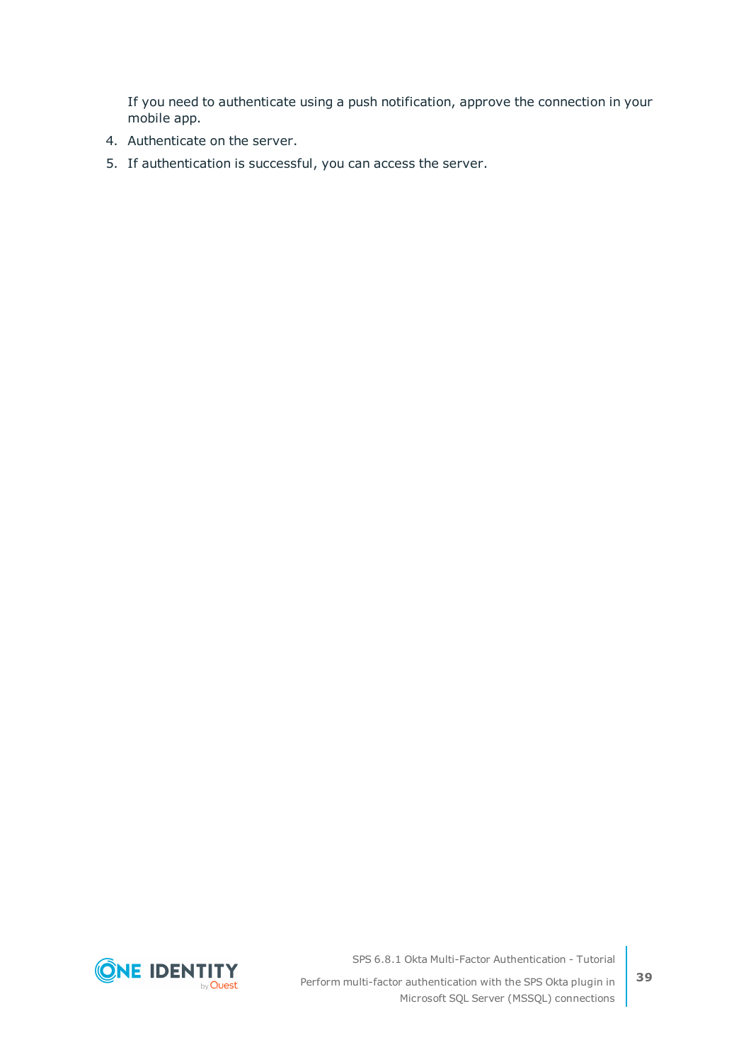If you need to authenticate using a push notification, approve the connection in your mobile app.

4. Authenticate on the server.
5. If authentication is successful, you can access the server.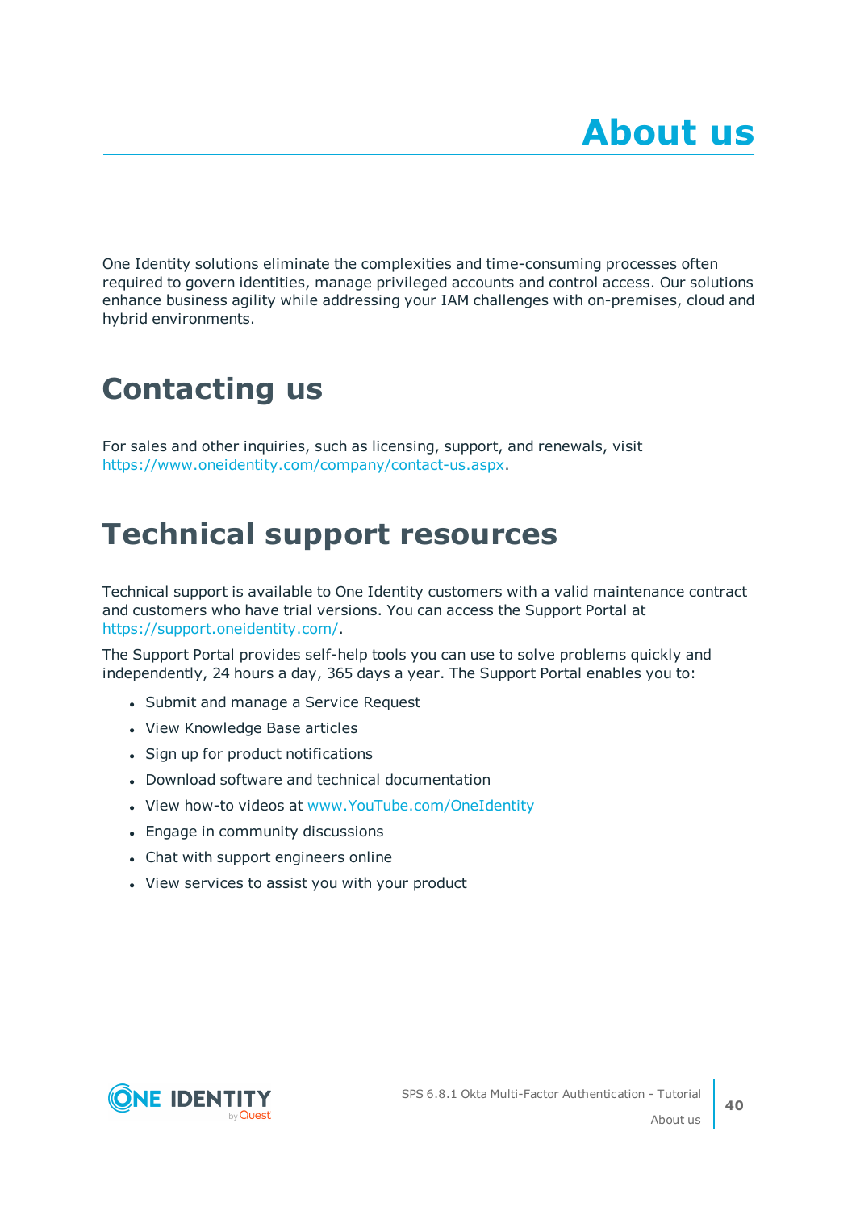# About us

One Identity solutions eliminate the complexities and time-consuming processes often required to govern identities, manage privileged accounts and control access. Our solutions enhance business agility while addressing your IAM challenges with on-premises, cloud and hybrid environments.

## Contacting us

For sales and other inquiries, such as licensing, support, and renewals, visit https://www.oneidentity.com/company/contact-us.aspx.

## Technical support resources

Technical support is available to One Identity customers with a valid maintenance contract and customers who have trial versions. You can access the Support Portal at https://support.oneidentity.com/.

The Support Portal provides self-help tools you can use to solve problems quickly and independently, 24 hours a day, 365 days a year. The Support Portal enables you to:

- Submit and manage a Service Request
- View Knowledge Base articles
- Sign up for product notifications
- Download software and technical documentation
- View how-to videos at www.YouTube.com/OneIdentity
- Engage in community discussions
- Chat with support engineers online
- View services to assist you with your product